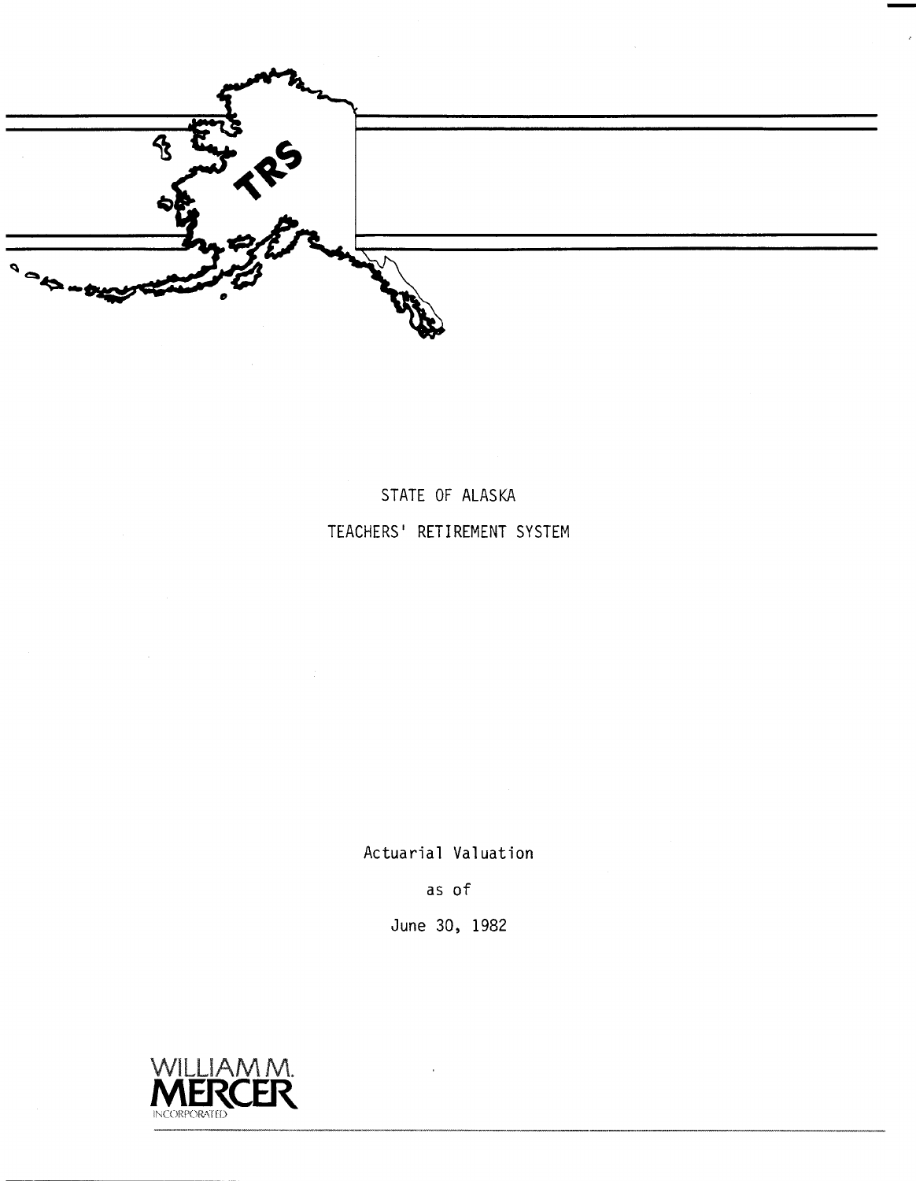TRS

# STATE OF ALASKA

# TEACHERS' RETIREMENT SYSTEM

Actuarial Valuation

as of

June 30, 1982

WILLIAM M. MERCER INCORPORATED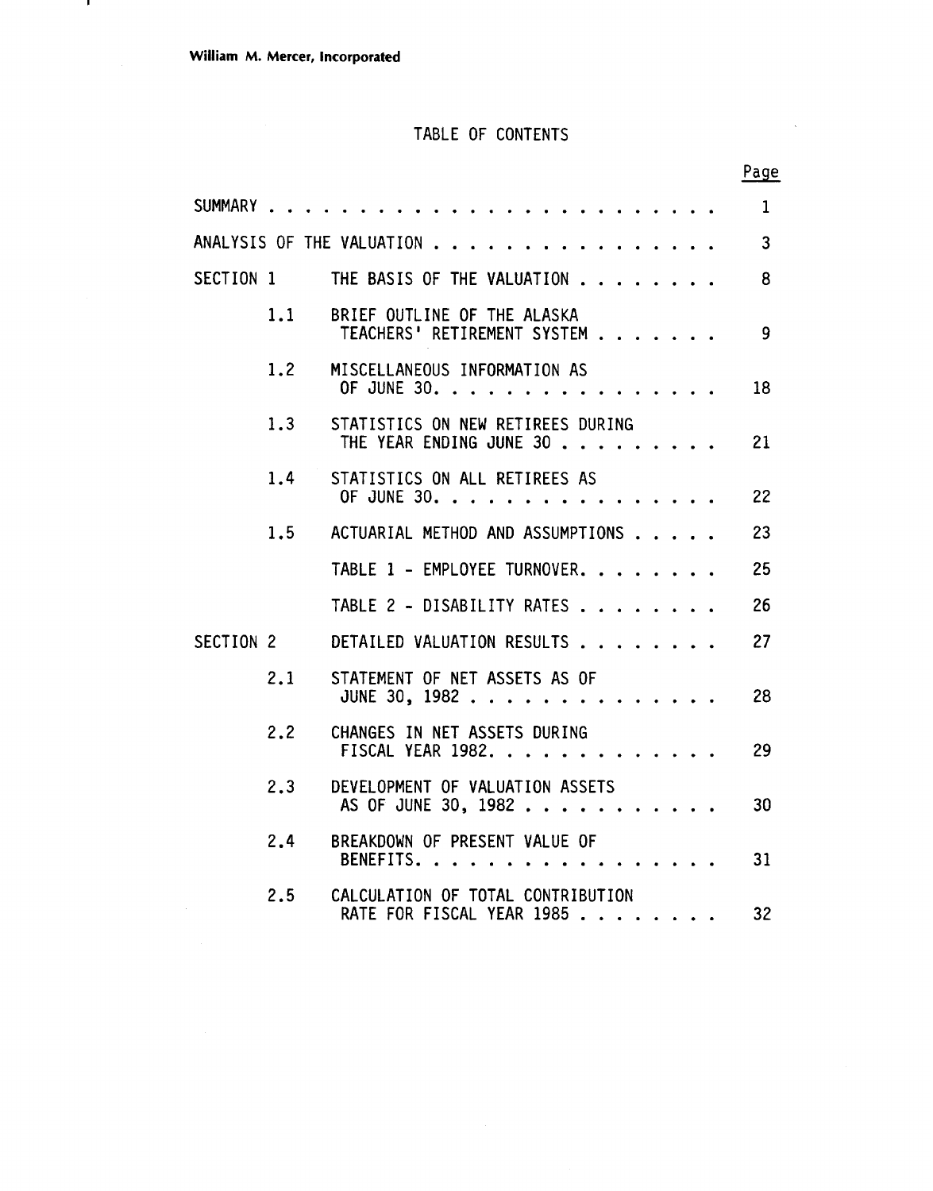William M. Mercer, Incorporated

# TABLE OF CONTENTS

| | | | Page |
|---|---|---|---|
| SUMMARY | | | 1 |
| ANALYSIS OF THE VALUATION | | | 3 |
| SECTION 1 | | THE BASIS OF THE VALUATION | 8 |
| | 1.1 | BRIEF OUTLINE OF THE ALASKA TEACHERS' RETIREMENT SYSTEM | 9 |
| | 1.2 | MISCELLANEOUS INFORMATION AS OF JUNE 30. | 18 |
| | 1.3 | STATISTICS ON NEW RETIREES DURING THE YEAR ENDING JUNE 30 | 21 |
| | 1.4 | STATISTICS ON ALL RETIREES AS OF JUNE 30. | 22 |
| | 1.5 | ACTUARIAL METHOD AND ASSUMPTIONS | 23 |
| | | TABLE 1 - EMPLOYEE TURNOVER. | 25 |
| | | TABLE 2 - DISABILITY RATES | 26 |
| SECTION 2 | | DETAILED VALUATION RESULTS | 27 |
| | 2.1 | STATEMENT OF NET ASSETS AS OF JUNE 30, 1982 | 28 |
| | 2.2 | CHANGES IN NET ASSETS DURING FISCAL YEAR 1982. | 29 |
| | 2.3 | DEVELOPMENT OF VALUATION ASSETS AS OF JUNE 30, 1982 | 30 |
| | 2.4 | BREAKDOWN OF PRESENT VALUE OF BENEFITS. | 31 |
| | 2.5 | CALCULATION OF TOTAL CONTRIBUTION RATE FOR FISCAL YEAR 1985 | 32 |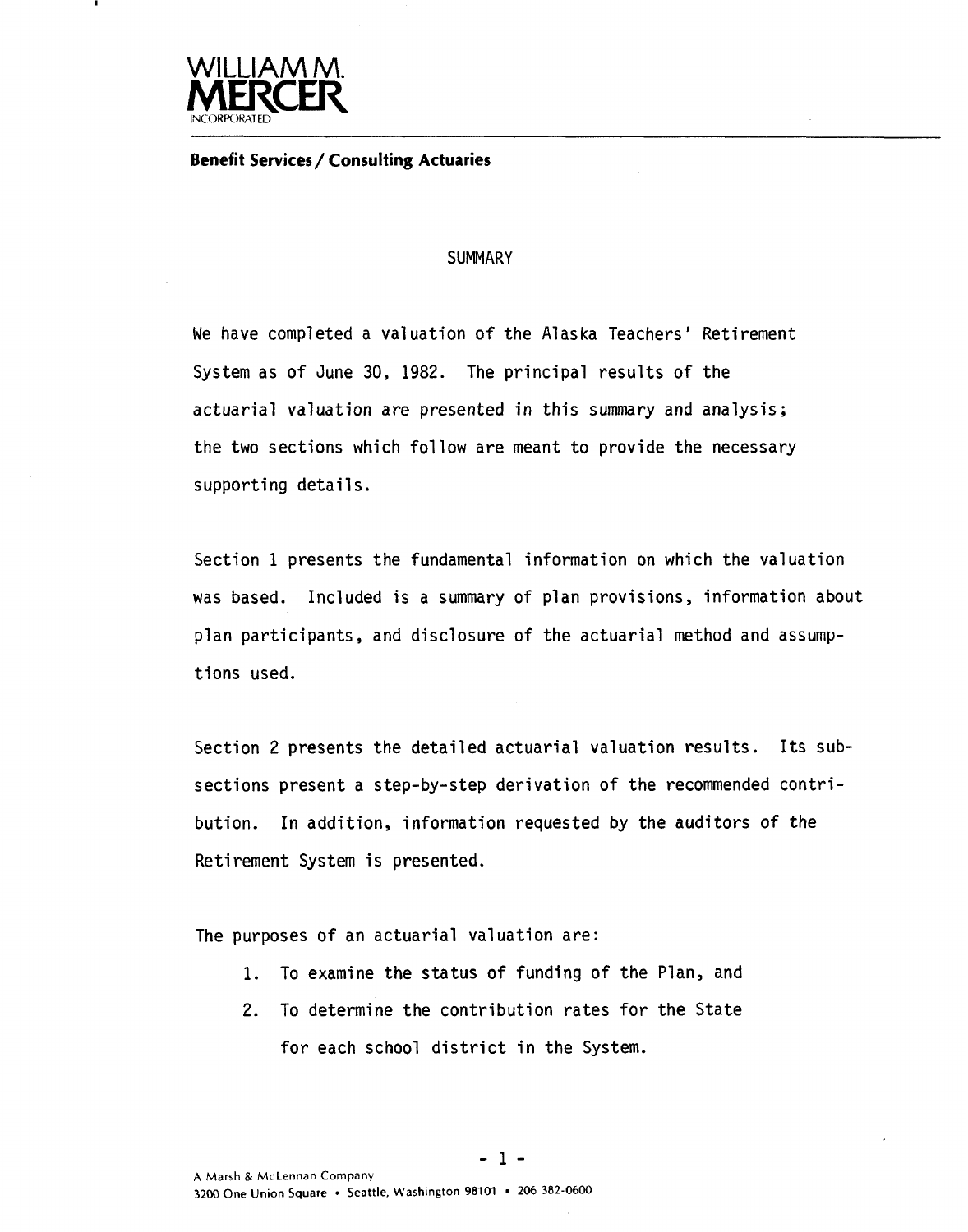WILLIAM M.
MERCER
INCORPORATED

**Benefit Services / Consulting Actuaries**

## SUMMARY

We have completed a valuation of the Alaska Teachers' Retirement System as of June 30, 1982. The principal results of the actuarial valuation are presented in this summary and analysis; the two sections which follow are meant to provide the necessary supporting details.

Section 1 presents the fundamental information on which the valuation was based. Included is a summary of plan provisions, information about plan participants, and disclosure of the actuarial method and assumptions used.

Section 2 presents the detailed actuarial valuation results. Its subsections present a step-by-step derivation of the recommended contribution. In addition, information requested by the auditors of the Retirement System is presented.

The purposes of an actuarial valuation are:

1. To examine the status of funding of the Plan, and
2. To determine the contribution rates for the State for each school district in the System.

A Marsh & McLennan Company
3200 One Union Square • Seattle, Washington 98101 • 206 382-0600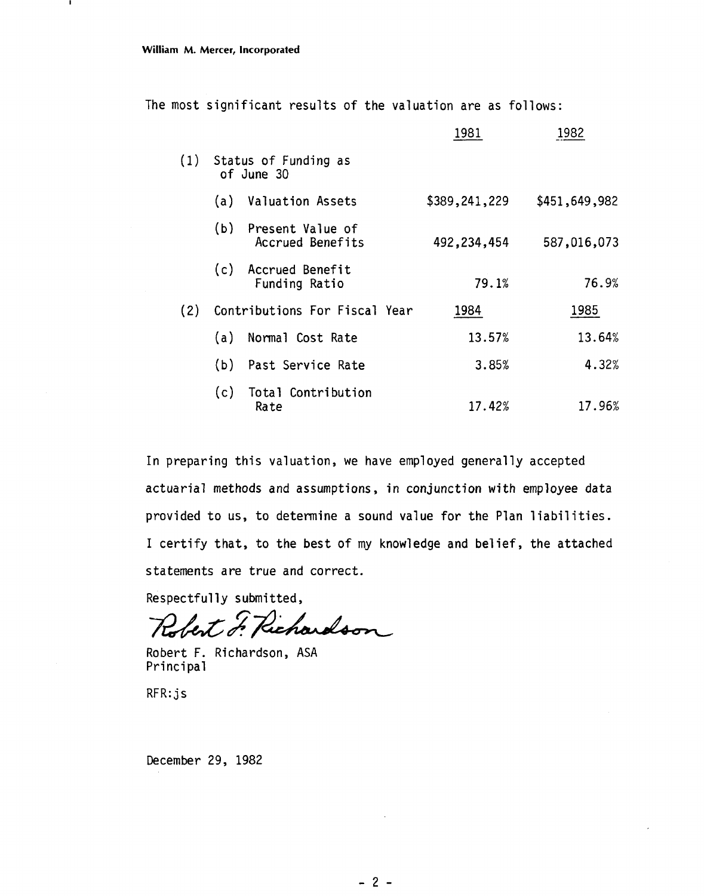William M. Mercer, Incorporated

The most significant results of the valuation are as follows:

| | | 1981 | 1982 |
|---|---|---|---|
| (1) | Status of Funding as of June 30 | | |
| | (a) Valuation Assets | $389,241,229 | $451,649,982 |
| | (b) Present Value of Accrued Benefits | 492,234,454 | 587,016,073 |
| | (c) Accrued Benefit Funding Ratio | 79.1% | 76.9% |
| (2) | Contributions For Fiscal Year | 1984 | 1985 |
| | (a) Normal Cost Rate | 13.57% | 13.64% |
| | (b) Past Service Rate | 3.85% | 4.32% |
| | (c) Total Contribution Rate | 17.42% | 17.96% |

In preparing this valuation, we have employed generally accepted actuarial methods and assumptions, in conjunction with employee data provided to us, to determine a sound value for the Plan liabilities. I certify that, to the best of my knowledge and belief, the attached statements are true and correct.

Respectfully submitted,

Robert F. Richardson

Robert F. Richardson, ASA
Principal

RFR:js

December 29, 1982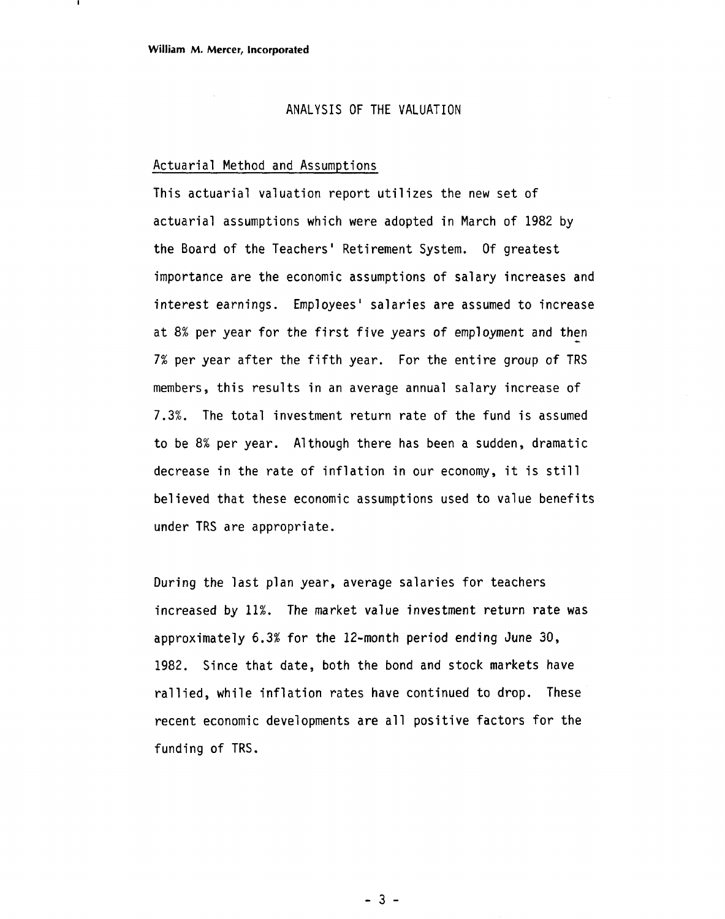## ANALYSIS OF THE VALUATION

### Actuarial Method and Assumptions

This actuarial valuation report utilizes the new set of actuarial assumptions which were adopted in March of 1982 by the Board of the Teachers' Retirement System. Of greatest importance are the economic assumptions of salary increases and interest earnings. Employees' salaries are assumed to increase at 8% per year for the first five years of employment and then 7% per year after the fifth year. For the entire group of TRS members, this results in an average annual salary increase of 7.3%. The total investment return rate of the fund is assumed to be 8% per year. Although there has been a sudden, dramatic decrease in the rate of inflation in our economy, it is still believed that these economic assumptions used to value benefits under TRS are appropriate.

During the last plan year, average salaries for teachers increased by 11%. The market value investment return rate was approximately 6.3% for the 12-month period ending June 30, 1982. Since that date, both the bond and stock markets have rallied, while inflation rates have continued to drop. These recent economic developments are all positive factors for the funding of TRS.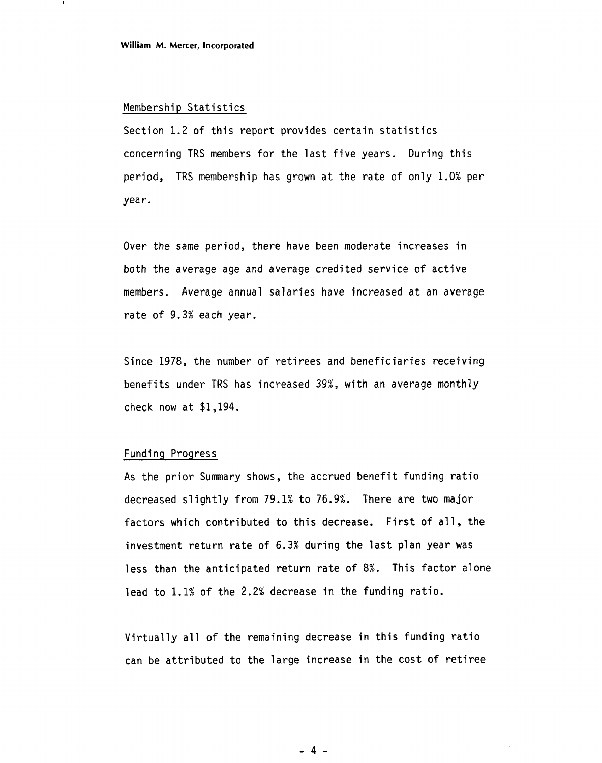## Membership Statistics

Section 1.2 of this report provides certain statistics concerning TRS members for the last five years. During this period, TRS membership has grown at the rate of only 1.0% per year.

Over the same period, there have been moderate increases in both the average age and average credited service of active members. Average annual salaries have increased at an average rate of 9.3% each year.

Since 1978, the number of retirees and beneficiaries receiving benefits under TRS has increased 39%, with an average monthly check now at $1,194.

## Funding Progress

As the prior Summary shows, the accrued benefit funding ratio decreased slightly from 79.1% to 76.9%. There are two major factors which contributed to this decrease. First of all, the investment return rate of 6.3% during the last plan year was less than the anticipated return rate of 8%. This factor alone lead to 1.1% of the 2.2% decrease in the funding ratio.

Virtually all of the remaining decrease in this funding ratio can be attributed to the large increase in the cost of retiree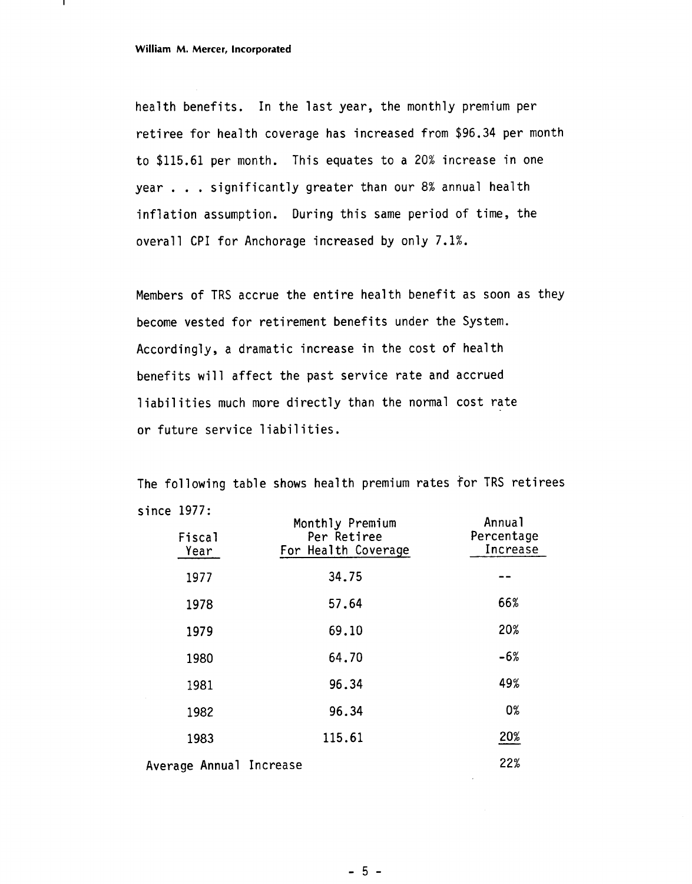health benefits. In the last year, the monthly premium per retiree for health coverage has increased from $96.34 per month to $115.61 per month. This equates to a 20% increase in one year . . . significantly greater than our 8% annual health inflation assumption. During this same period of time, the overall CPI for Anchorage increased by only 7.1%.

Members of TRS accrue the entire health benefit as soon as they become vested for retirement benefits under the System. Accordingly, a dramatic increase in the cost of health benefits will affect the past service rate and accrued liabilities much more directly than the normal cost rate or future service liabilities.

The following table shows health premium rates for TRS retirees since 1977:

| Fiscal Year | Monthly Premium Per Retiree For Health Coverage | Annual Percentage Increase |
|---|---|---|
| 1977 | 34.75 | -- |
| 1978 | 57.64 | 66% |
| 1979 | 69.10 | 20% |
| 1980 | 64.70 | -6% |
| 1981 | 96.34 | 49% |
| 1982 | 96.34 | 0% |
| 1983 | 115.61 | 20% |
| Average Annual Increase | | 22% |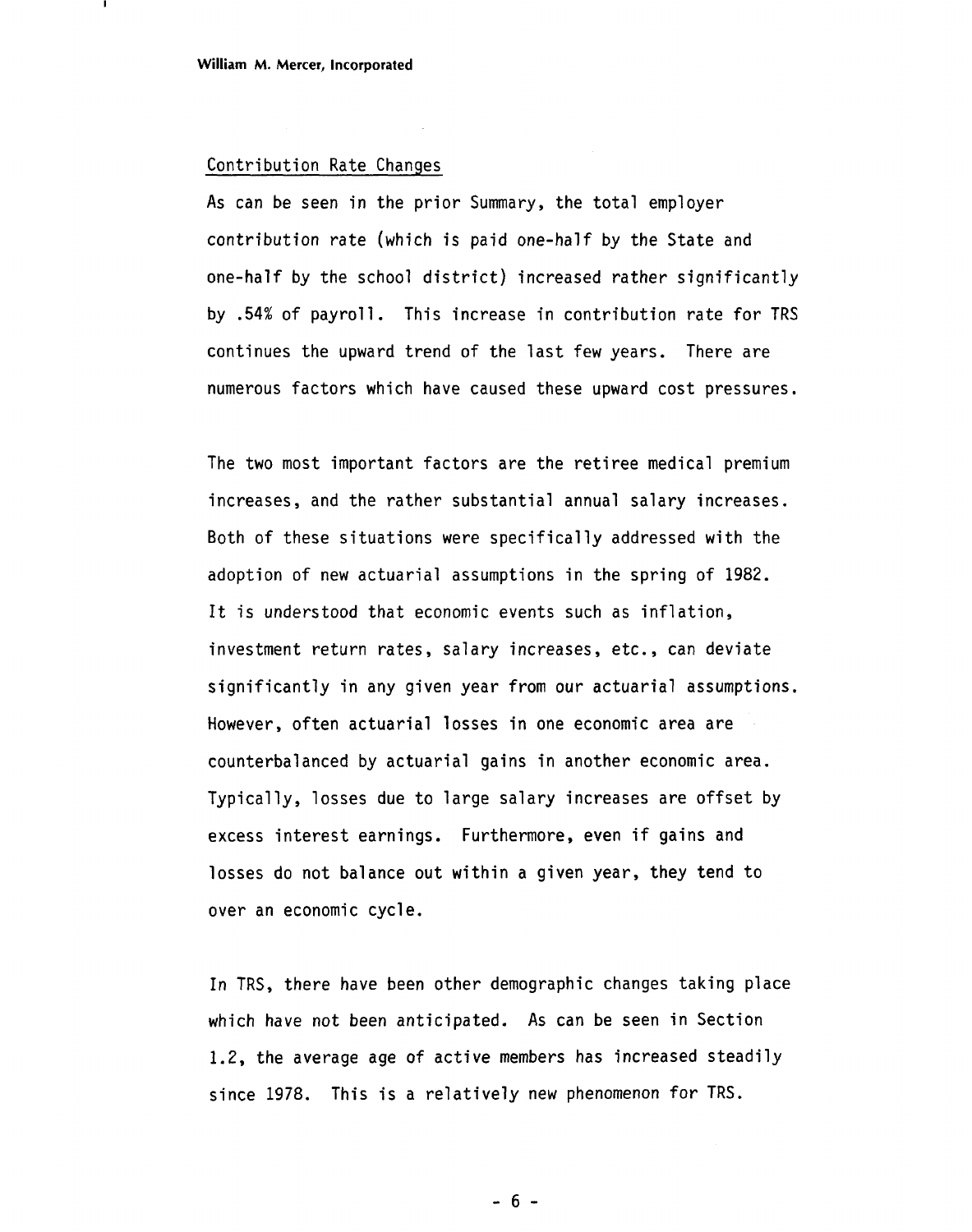## Contribution Rate Changes

As can be seen in the prior Summary, the total employer contribution rate (which is paid one-half by the State and one-half by the school district) increased rather significantly by .54% of payroll. This increase in contribution rate for TRS continues the upward trend of the last few years. There are numerous factors which have caused these upward cost pressures.

The two most important factors are the retiree medical premium increases, and the rather substantial annual salary increases. Both of these situations were specifically addressed with the adoption of new actuarial assumptions in the spring of 1982. It is understood that economic events such as inflation, investment return rates, salary increases, etc., can deviate significantly in any given year from our actuarial assumptions. However, often actuarial losses in one economic area are counterbalanced by actuarial gains in another economic area. Typically, losses due to large salary increases are offset by excess interest earnings. Furthermore, even if gains and losses do not balance out within a given year, they tend to over an economic cycle.

In TRS, there have been other demographic changes taking place which have not been anticipated. As can be seen in Section 1.2, the average age of active members has increased steadily since 1978. This is a relatively new phenomenon for TRS.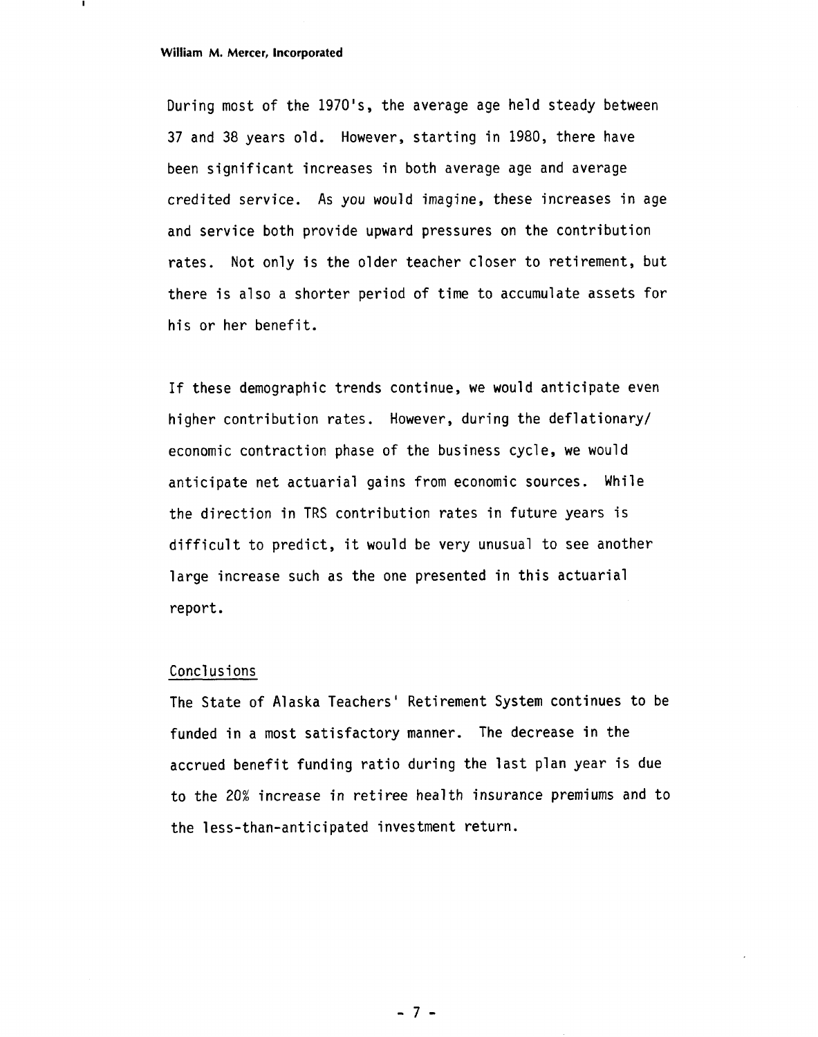During most of the 1970's, the average age held steady between 37 and 38 years old. However, starting in 1980, there have been significant increases in both average age and average credited service. As you would imagine, these increases in age and service both provide upward pressures on the contribution rates. Not only is the older teacher closer to retirement, but there is also a shorter period of time to accumulate assets for his or her benefit.

If these demographic trends continue, we would anticipate even higher contribution rates. However, during the deflationary/ economic contraction phase of the business cycle, we would anticipate net actuarial gains from economic sources. While the direction in TRS contribution rates in future years is difficult to predict, it would be very unusual to see another large increase such as the one presented in this actuarial report.

## Conclusions

The State of Alaska Teachers' Retirement System continues to be funded in a most satisfactory manner. The decrease in the accrued benefit funding ratio during the last plan year is due to the 20% increase in retiree health insurance premiums and to the less-than-anticipated investment return.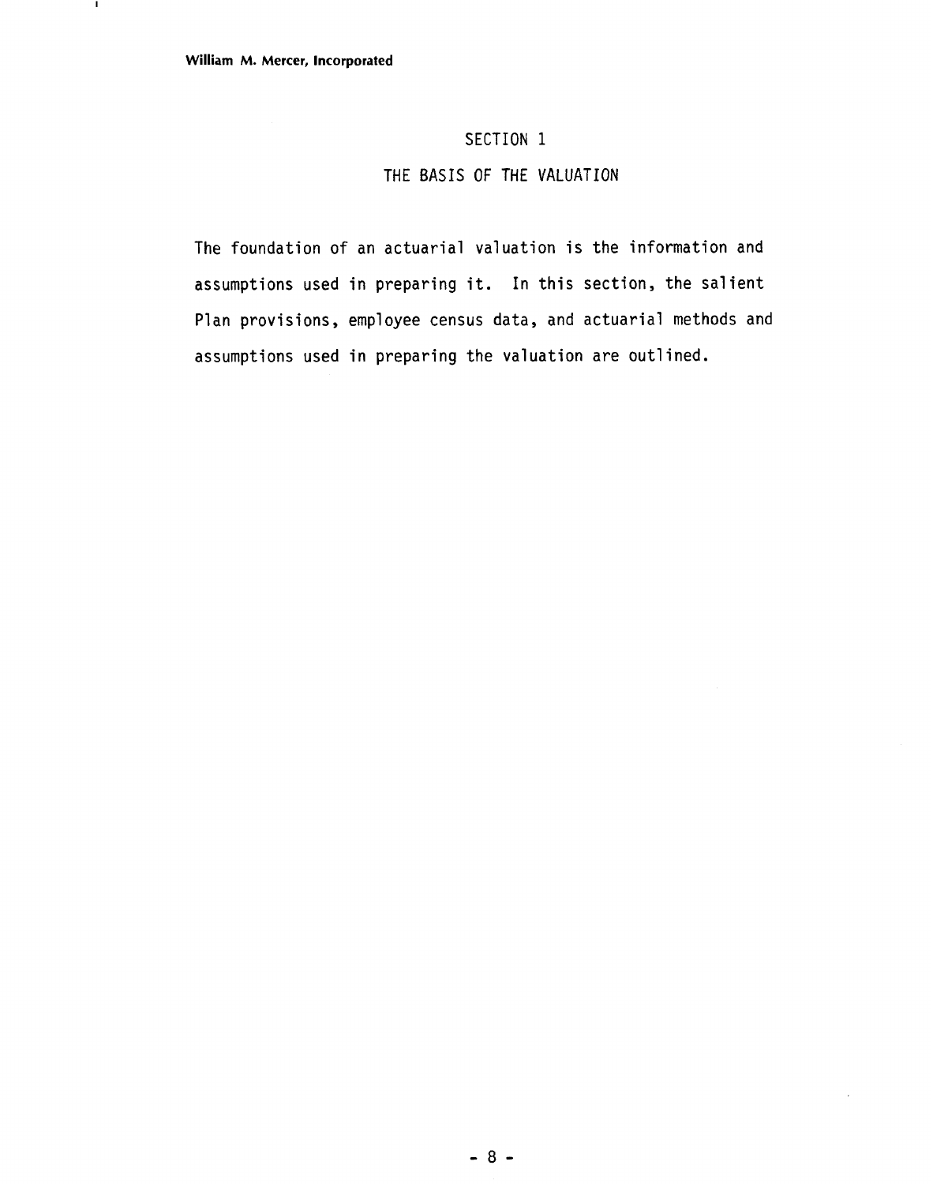# SECTION 1

## THE BASIS OF THE VALUATION

The foundation of an actuarial valuation is the information and assumptions used in preparing it. In this section, the salient Plan provisions, employee census data, and actuarial methods and assumptions used in preparing the valuation are outlined.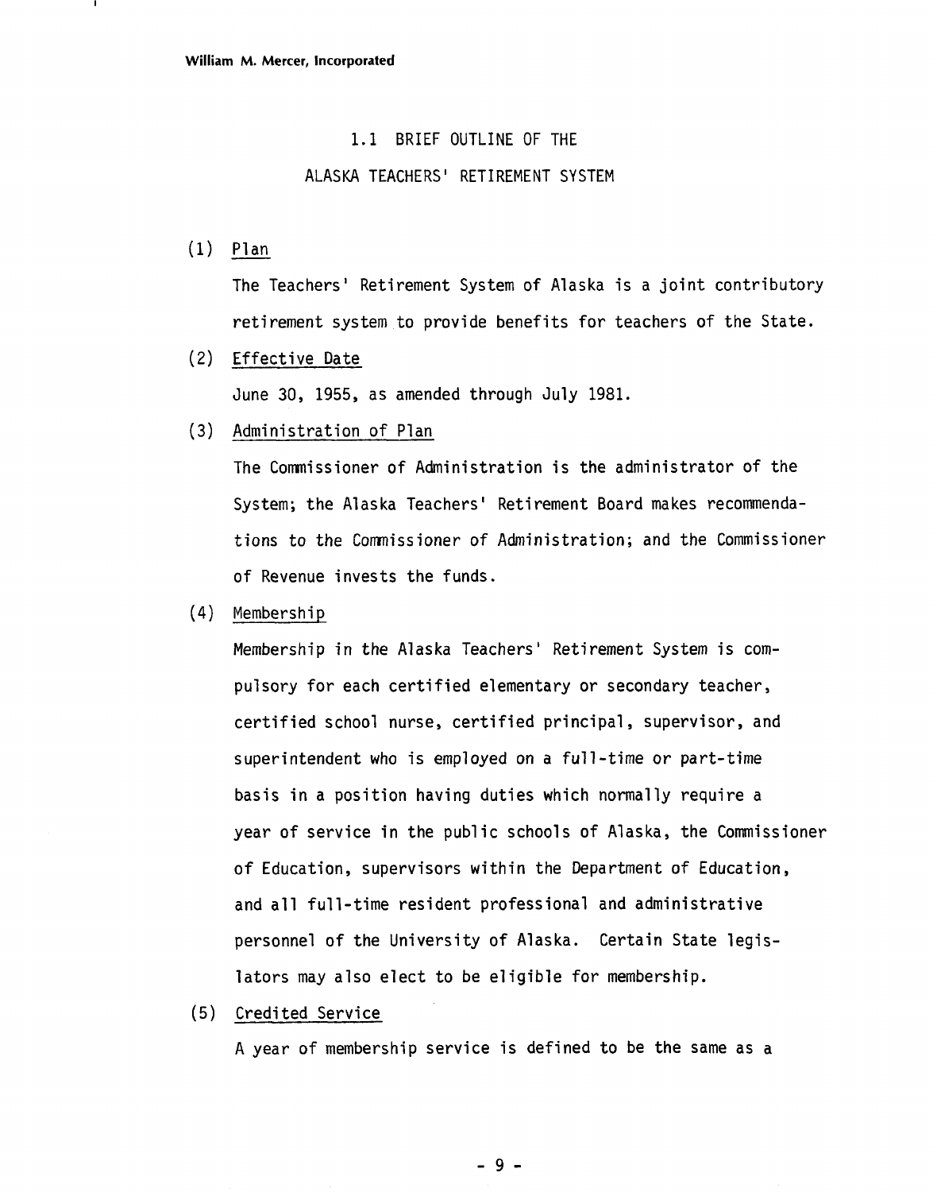## 1.1 BRIEF OUTLINE OF THE ALASKA TEACHERS' RETIREMENT SYSTEM

(1) Plan

The Teachers' Retirement System of Alaska is a joint contributory retirement system to provide benefits for teachers of the State.

(2) Effective Date

June 30, 1955, as amended through July 1981.

(3) Administration of Plan

The Commissioner of Administration is the administrator of the System; the Alaska Teachers' Retirement Board makes recommendations to the Commissioner of Administration; and the Commissioner of Revenue invests the funds.

(4) Membership

Membership in the Alaska Teachers' Retirement System is compulsory for each certified elementary or secondary teacher, certified school nurse, certified principal, supervisor, and superintendent who is employed on a full-time or part-time basis in a position having duties which normally require a year of service in the public schools of Alaska, the Commissioner of Education, supervisors within the Department of Education, and all full-time resident professional and administrative personnel of the University of Alaska. Certain State legislators may also elect to be eligible for membership.

(5) Credited Service

A year of membership service is defined to be the same as a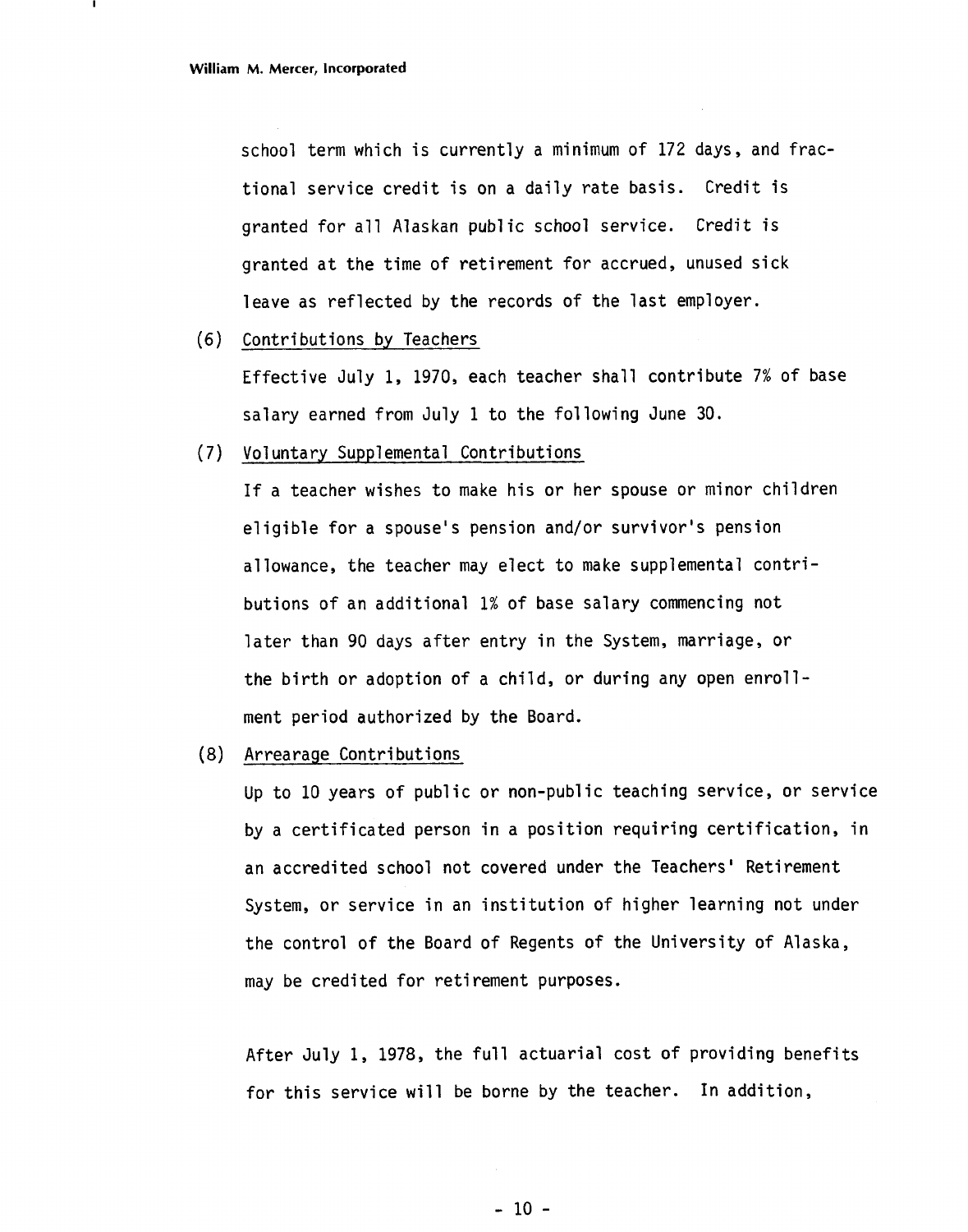school term which is currently a minimum of 172 days, and fractional service credit is on a daily rate basis. Credit is granted for all Alaskan public school service. Credit is granted at the time of retirement for accrued, unused sick leave as reflected by the records of the last employer.

(6) Contributions by Teachers

Effective July 1, 1970, each teacher shall contribute 7% of base salary earned from July 1 to the following June 30.

(7) Voluntary Supplemental Contributions

If a teacher wishes to make his or her spouse or minor children eligible for a spouse's pension and/or survivor's pension allowance, the teacher may elect to make supplemental contributions of an additional 1% of base salary commencing not later than 90 days after entry in the System, marriage, or the birth or adoption of a child, or during any open enrollment period authorized by the Board.

(8) Arrearage Contributions

Up to 10 years of public or non-public teaching service, or service by a certificated person in a position requiring certification, in an accredited school not covered under the Teachers' Retirement System, or service in an institution of higher learning not under the control of the Board of Regents of the University of Alaska, may be credited for retirement purposes.

After July 1, 1978, the full actuarial cost of providing benefits for this service will be borne by the teacher. In addition,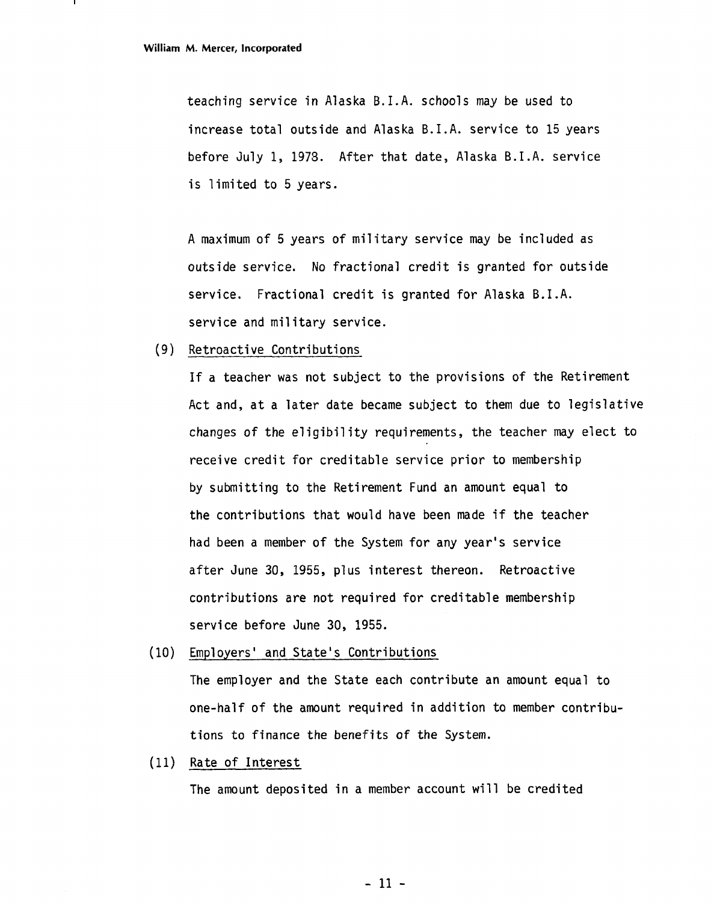teaching service in Alaska B.I.A. schools may be used to increase total outside and Alaska B.I.A. service to 15 years before July 1, 1978. After that date, Alaska B.I.A. service is limited to 5 years.

A maximum of 5 years of military service may be included as outside service. No fractional credit is granted for outside service. Fractional credit is granted for Alaska B.I.A. service and military service.

(9) <u>Retroactive Contributions</u>

If a teacher was not subject to the provisions of the Retirement Act and, at a later date became subject to them due to legislative changes of the eligibility requirements, the teacher may elect to receive credit for creditable service prior to membership by submitting to the Retirement Fund an amount equal to the contributions that would have been made if the teacher had been a member of the System for any year's service after June 30, 1955, plus interest thereon. Retroactive contributions are not required for creditable membership service before June 30, 1955.

(10) <u>Employers' and State's Contributions</u>

The employer and the State each contribute an amount equal to one-half of the amount required in addition to member contributions to finance the benefits of the System.

(11) <u>Rate of Interest</u>

The amount deposited in a member account will be credited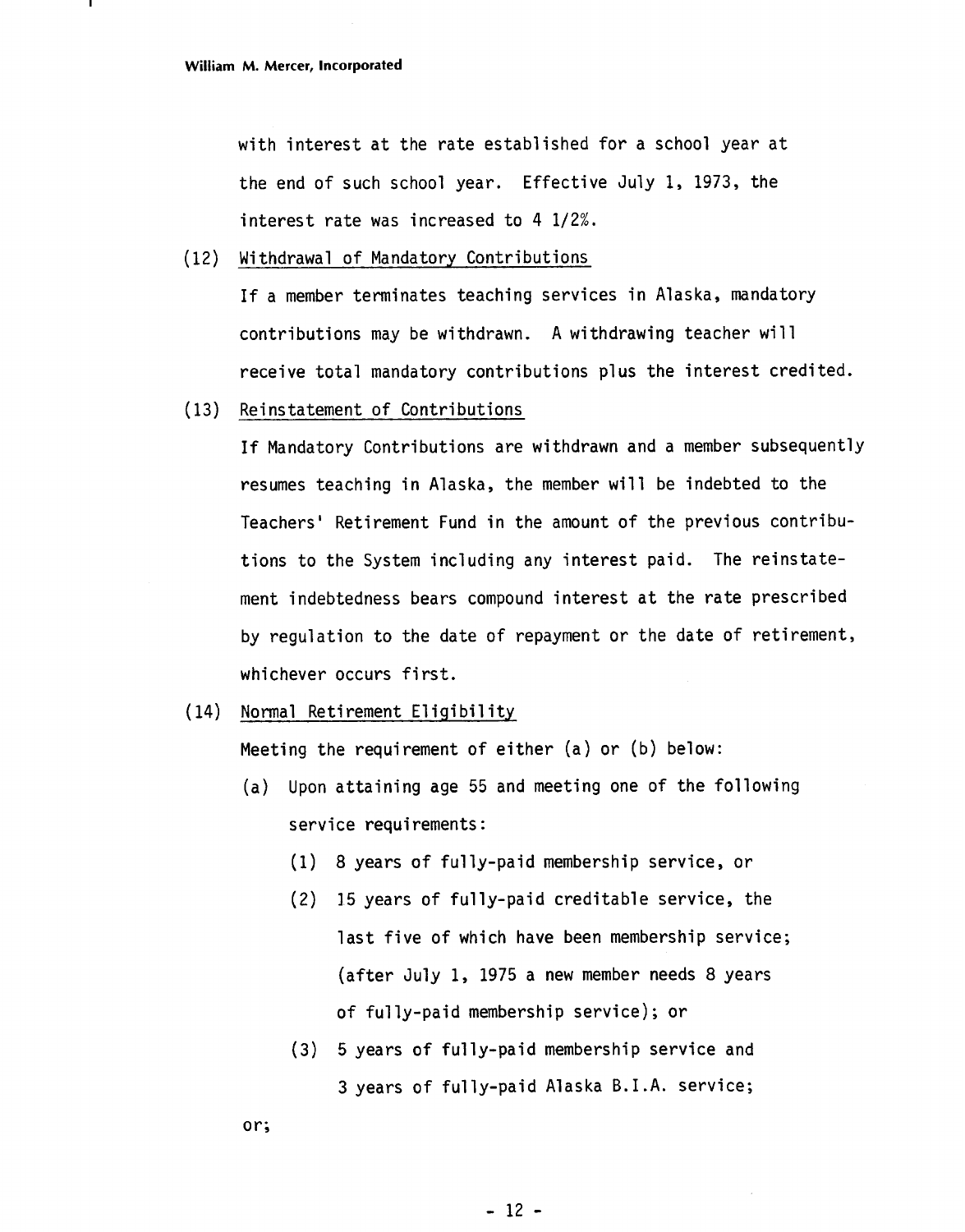with interest at the rate established for a school year at the end of such school year. Effective July 1, 1973, the interest rate was increased to 4 1/2%.

(12) Withdrawal of Mandatory Contributions

If a member terminates teaching services in Alaska, mandatory contributions may be withdrawn. A withdrawing teacher will receive total mandatory contributions plus the interest credited.

(13) Reinstatement of Contributions

If Mandatory Contributions are withdrawn and a member subsequently resumes teaching in Alaska, the member will be indebted to the Teachers' Retirement Fund in the amount of the previous contributions to the System including any interest paid. The reinstatement indebtedness bears compound interest at the rate prescribed by regulation to the date of repayment or the date of retirement, whichever occurs first.

(14) Normal Retirement Eligibility

Meeting the requirement of either (a) or (b) below:

(a) Upon attaining age 55 and meeting one of the following service requirements:

(1) 8 years of fully-paid membership service, or

(2) 15 years of fully-paid creditable service, the last five of which have been membership service; (after July 1, 1975 a new member needs 8 years of fully-paid membership service); or

(3) 5 years of fully-paid membership service and 3 years of fully-paid Alaska B.I.A. service;

or;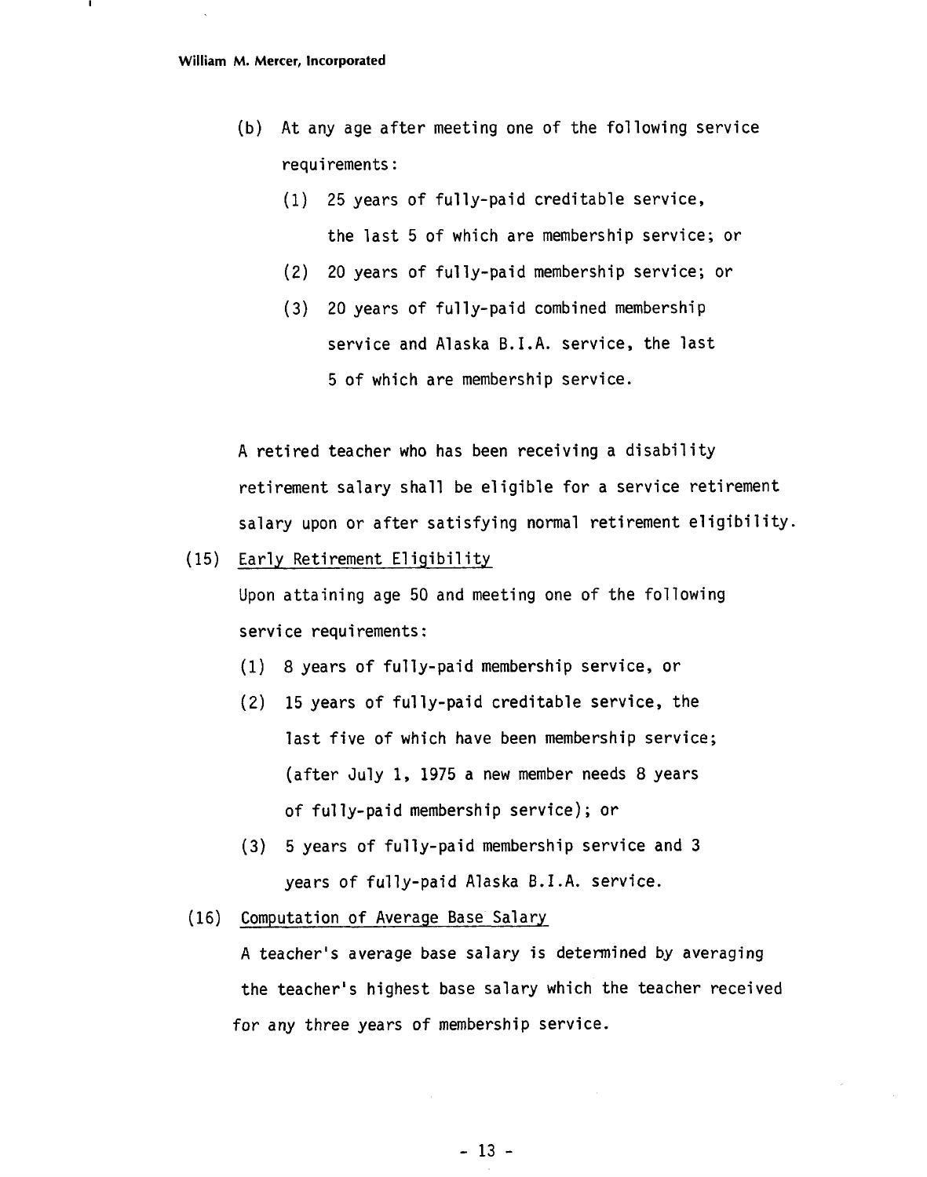(b) At any age after meeting one of the following service requirements:

   (1) 25 years of fully-paid creditable service, the last 5 of which are membership service; or

   (2) 20 years of fully-paid membership service; or

   (3) 20 years of fully-paid combined membership service and Alaska B.I.A. service, the last 5 of which are membership service.

A retired teacher who has been receiving a disability retirement salary shall be eligible for a service retirement salary upon or after satisfying normal retirement eligibility.

(15) Early Retirement Eligibility

Upon attaining age 50 and meeting one of the following service requirements:

(1) 8 years of fully-paid membership service, or

(2) 15 years of fully-paid creditable service, the last five of which have been membership service; (after July 1, 1975 a new member needs 8 years of fully-paid membership service); or

(3) 5 years of fully-paid membership service and 3 years of fully-paid Alaska B.I.A. service.

(16) Computation of Average Base Salary

A teacher's average base salary is determined by averaging the teacher's highest base salary which the teacher received for any three years of membership service.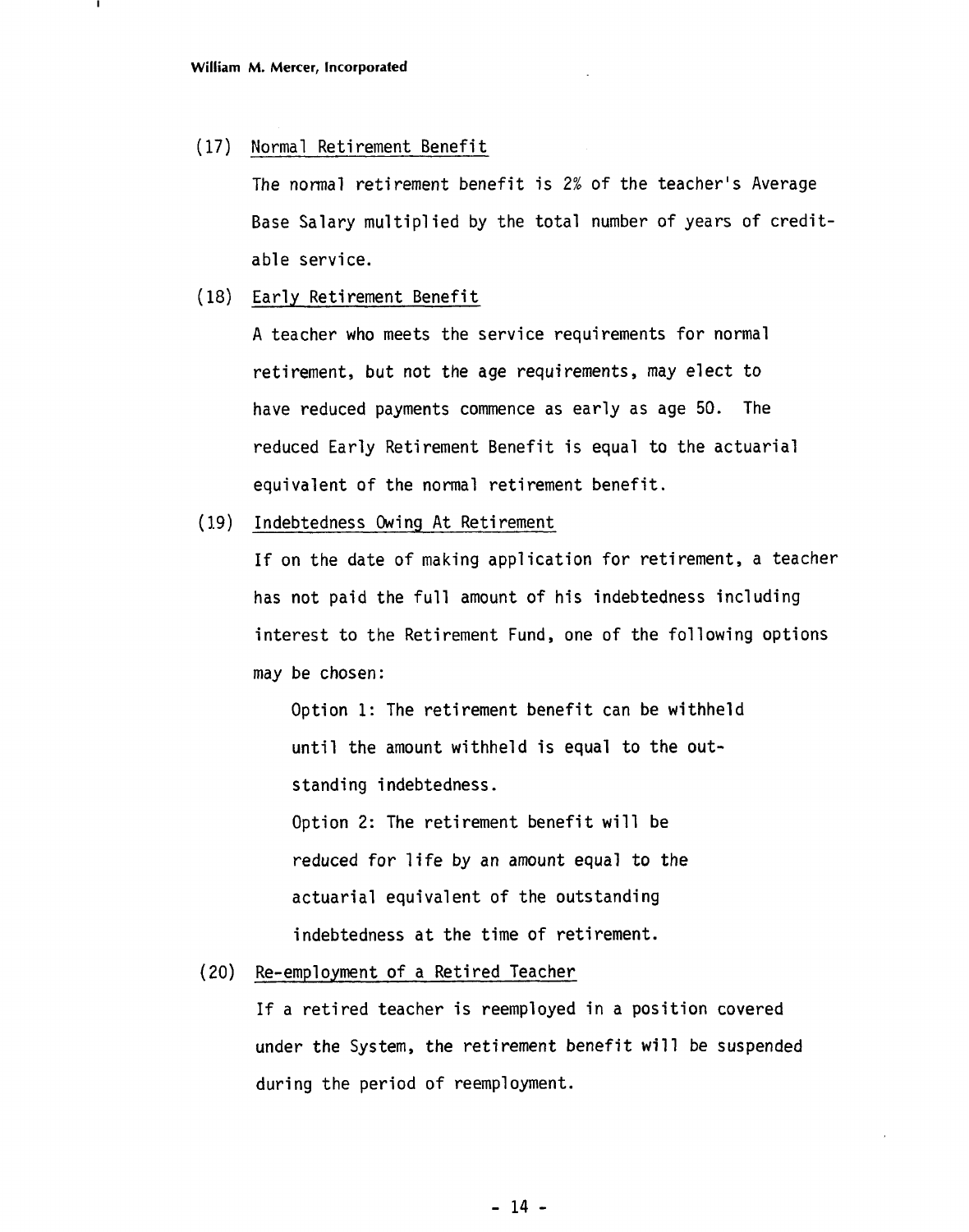(17) Normal Retirement Benefit

The normal retirement benefit is 2% of the teacher's Average Base Salary multiplied by the total number of years of creditable service.

(18) Early Retirement Benefit

A teacher who meets the service requirements for normal retirement, but not the age requirements, may elect to have reduced payments commence as early as age 50. The reduced Early Retirement Benefit is equal to the actuarial equivalent of the normal retirement benefit.

(19) Indebtedness Owing At Retirement

If on the date of making application for retirement, a teacher has not paid the full amount of his indebtedness including interest to the Retirement Fund, one of the following options may be chosen:

Option 1: The retirement benefit can be withheld until the amount withheld is equal to the outstanding indebtedness.

Option 2: The retirement benefit will be reduced for life by an amount equal to the actuarial equivalent of the outstanding indebtedness at the time of retirement.

(20) Re-employment of a Retired Teacher

If a retired teacher is reemployed in a position covered under the System, the retirement benefit will be suspended during the period of reemployment.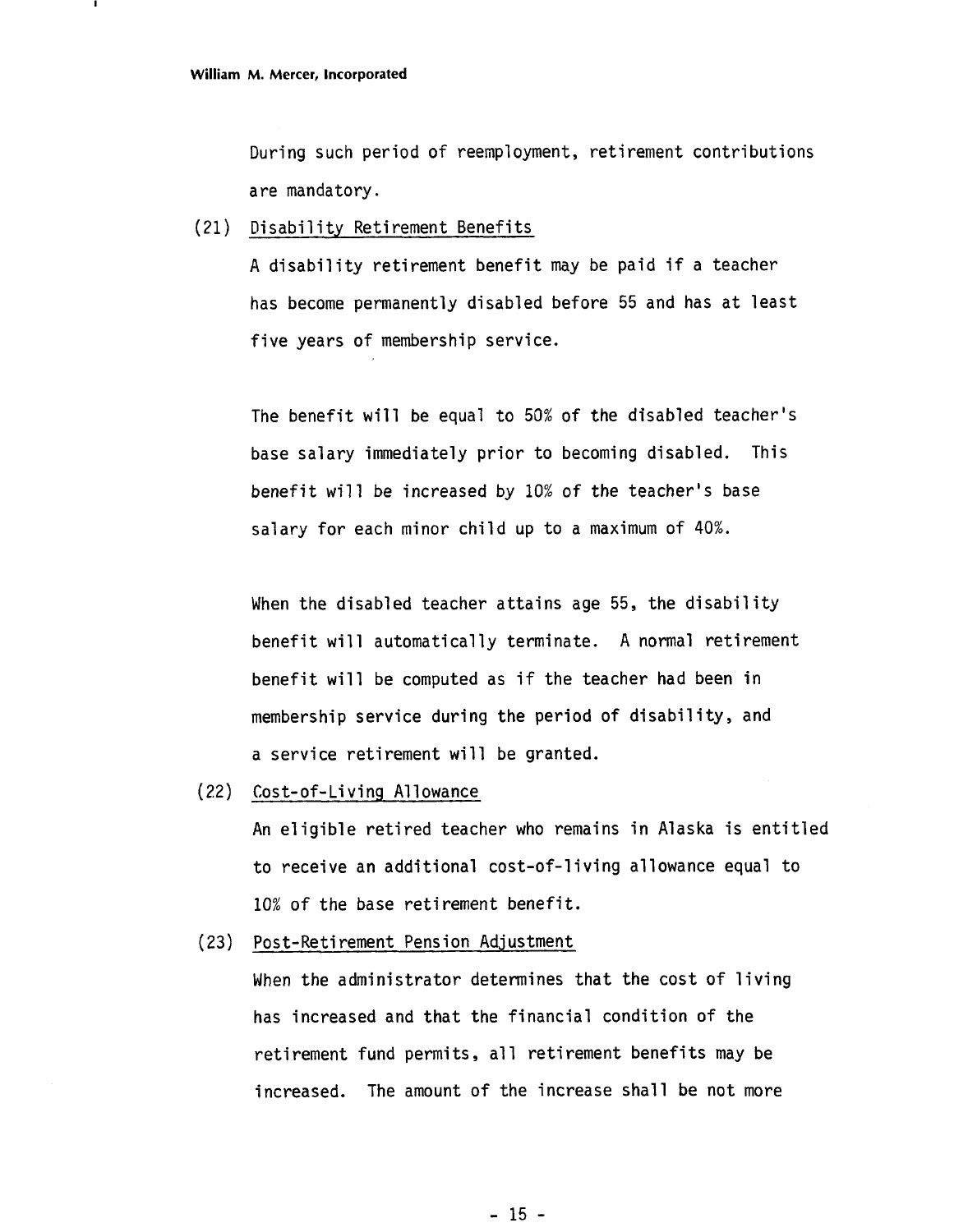During such period of reemployment, retirement contributions are mandatory.

(21) Disability Retirement Benefits

A disability retirement benefit may be paid if a teacher has become permanently disabled before 55 and has at least five years of membership service.

The benefit will be equal to 50% of the disabled teacher's base salary immediately prior to becoming disabled. This benefit will be increased by 10% of the teacher's base salary for each minor child up to a maximum of 40%.

When the disabled teacher attains age 55, the disability benefit will automatically terminate. A normal retirement benefit will be computed as if the teacher had been in membership service during the period of disability, and a service retirement will be granted.

(22) Cost-of-Living Allowance

An eligible retired teacher who remains in Alaska is entitled to receive an additional cost-of-living allowance equal to 10% of the base retirement benefit.

(23) Post-Retirement Pension Adjustment

When the administrator determines that the cost of living has increased and that the financial condition of the retirement fund permits, all retirement benefits may be increased. The amount of the increase shall be not more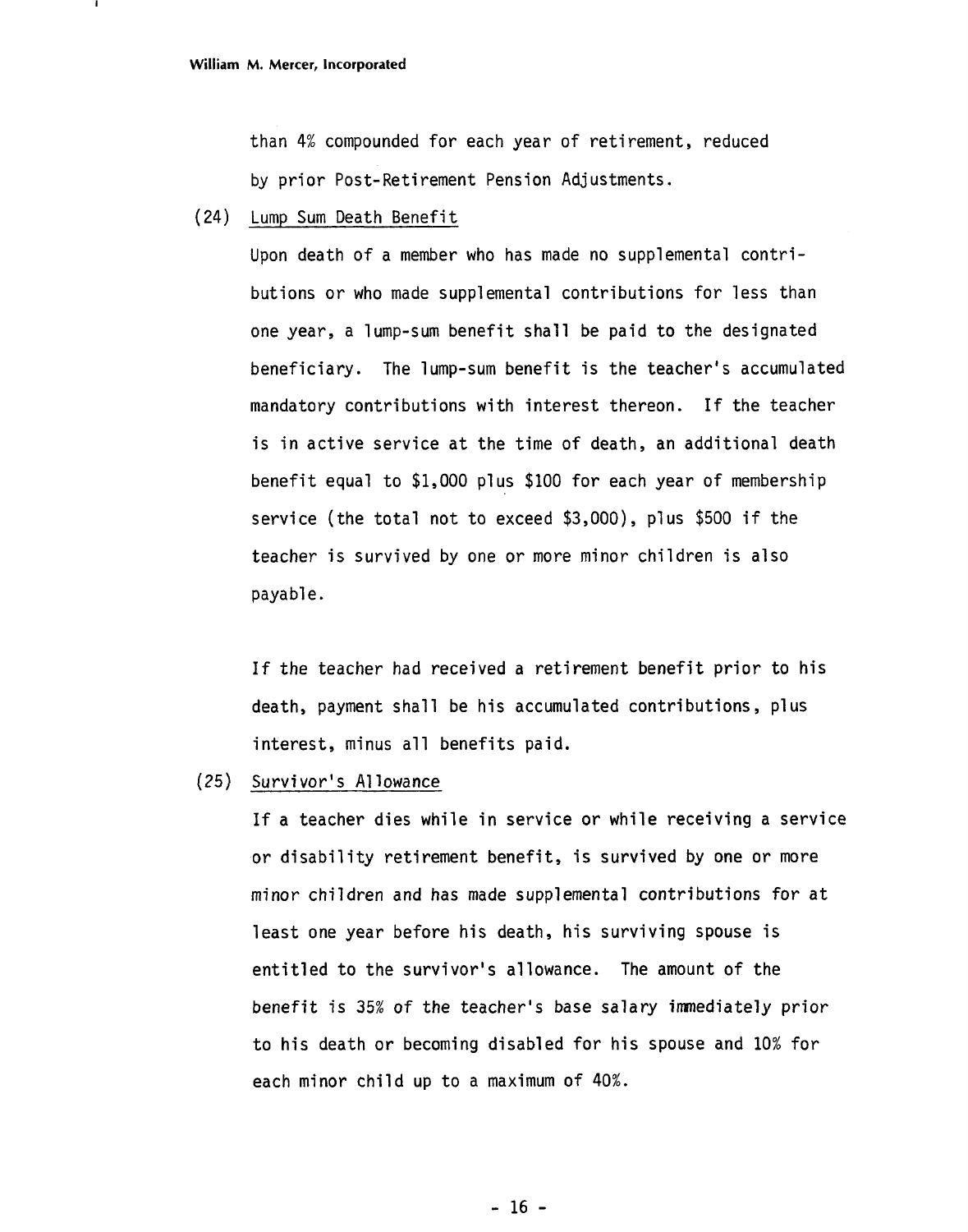than 4% compounded for each year of retirement, reduced by prior Post-Retirement Pension Adjustments.

(24) Lump Sum Death Benefit

Upon death of a member who has made no supplemental contributions or who made supplemental contributions for less than one year, a lump-sum benefit shall be paid to the designated beneficiary. The lump-sum benefit is the teacher's accumulated mandatory contributions with interest thereon. If the teacher is in active service at the time of death, an additional death benefit equal to $1,000 plus $100 for each year of membership service (the total not to exceed $3,000), plus $500 if the teacher is survived by one or more minor children is also payable.

If the teacher had received a retirement benefit prior to his death, payment shall be his accumulated contributions, plus interest, minus all benefits paid.

(25) Survivor's Allowance

If a teacher dies while in service or while receiving a service or disability retirement benefit, is survived by one or more minor children and has made supplemental contributions for at least one year before his death, his surviving spouse is entitled to the survivor's allowance. The amount of the benefit is 35% of the teacher's base salary immediately prior to his death or becoming disabled for his spouse and 10% for each minor child up to a maximum of 40%.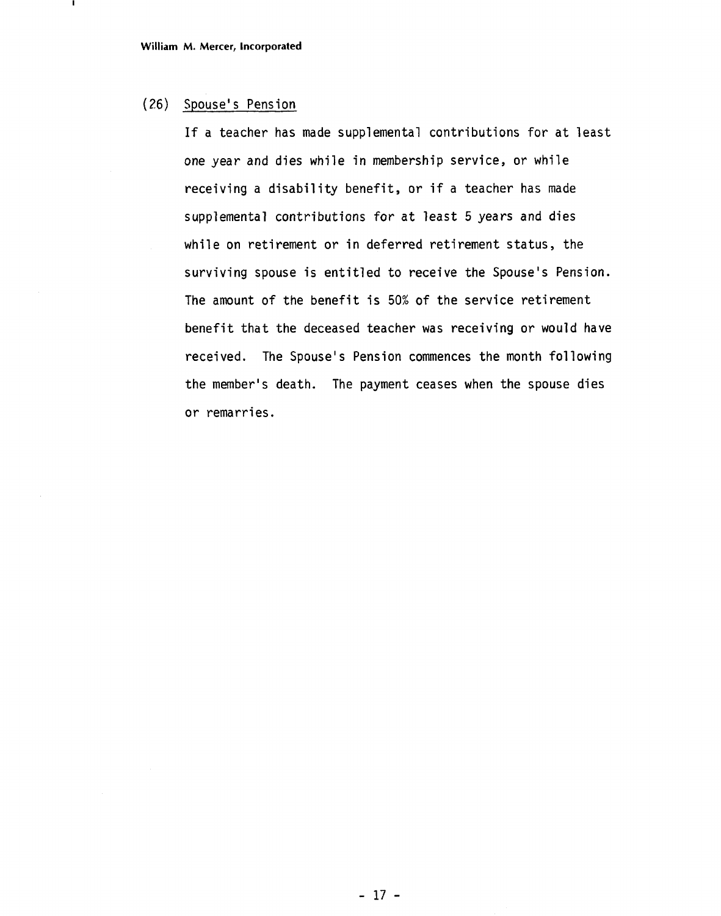(26) Spouse's Pension

If a teacher has made supplemental contributions for at least one year and dies while in membership service, or while receiving a disability benefit, or if a teacher has made supplemental contributions for at least 5 years and dies while on retirement or in deferred retirement status, the surviving spouse is entitled to receive the Spouse's Pension. The amount of the benefit is 50% of the service retirement benefit that the deceased teacher was receiving or would have received. The Spouse's Pension commences the month following the member's death. The payment ceases when the spouse dies or remarries.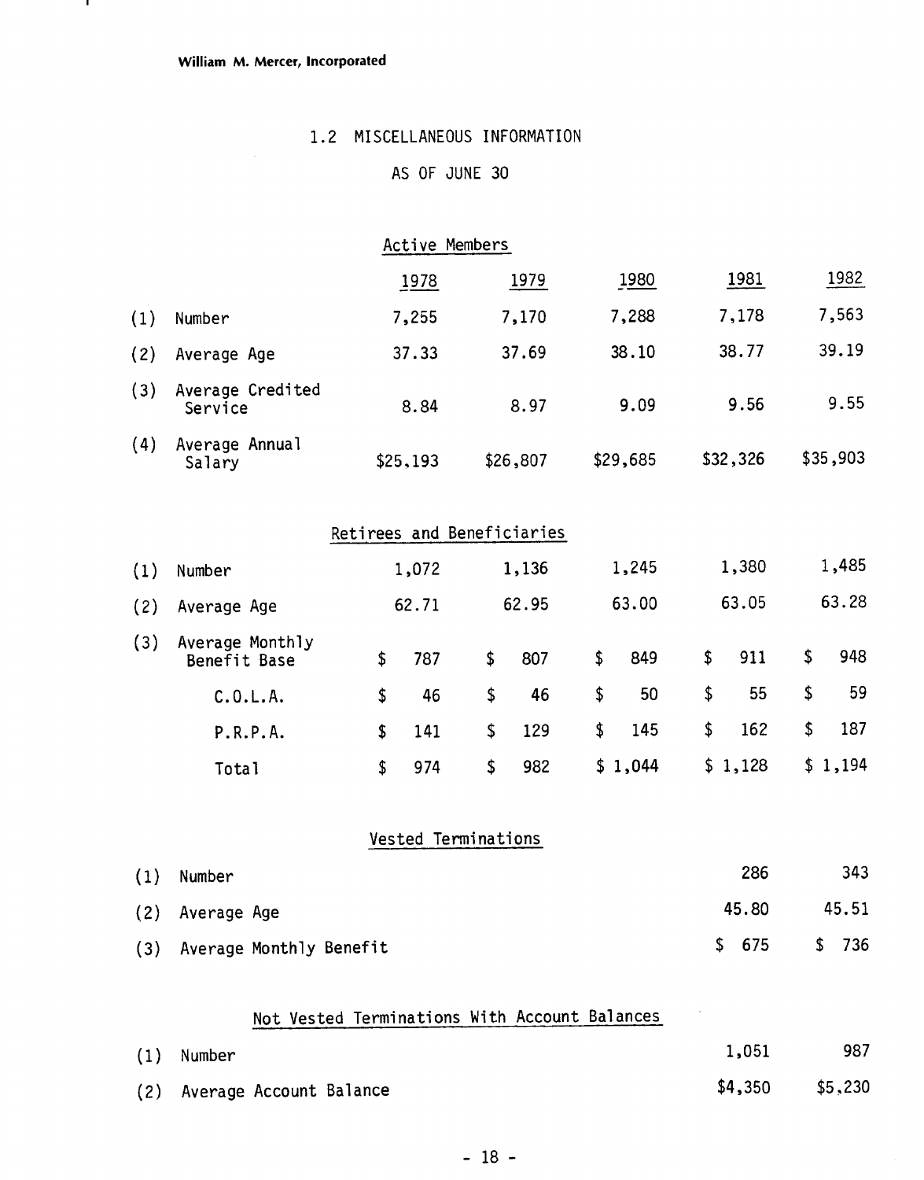William M. Mercer, Incorporated

## 1.2 MISCELLANEOUS INFORMATION

### AS OF JUNE 30

#### Active Members

| | | 1978 | 1979 | 1980 | 1981 | 1982 |
|---|---|---|---|---|---|---|
| (1) | Number | 7,255 | 7,170 | 7,288 | 7,178 | 7,563 |
| (2) | Average Age | 37.33 | 37.69 | 38.10 | 38.77 | 39.19 |
| (3) | Average Credited Service | 8.84 | 8.97 | 9.09 | 9.56 | 9.55 |
| (4) | Average Annual Salary | $25,193 | $26,807 | $29,685 | $32,326 | $35,903 |

#### Retirees and Beneficiaries

| | | 1978 | 1979 | 1980 | 1981 | 1982 |
|---|---|---|---|---|---|---|
| (1) | Number | 1,072 | 1,136 | 1,245 | 1,380 | 1,485 |
| (2) | Average Age | 62.71 | 62.95 | 63.00 | 63.05 | 63.28 |
| (3) | Average Monthly Benefit Base | $ 787 | $ 807 | $ 849 | $ 911 | $ 948 |
| | C.O.L.A. | $ 46 | $ 46 | $ 50 | $ 55 | $ 59 |
| | P.R.P.A. | $ 141 | $ 129 | $ 145 | $ 162 | $ 187 |
| | Total | $ 974 | $ 982 | $ 1,044 | $ 1,128 | $ 1,194 |

#### Vested Terminations

| | | 1981 | 1982 |
|---|---|---|---|
| (1) | Number | 286 | 343 |
| (2) | Average Age | 45.80 | 45.51 |
| (3) | Average Monthly Benefit | $ 675 | $ 736 |

#### Not Vested Terminations With Account Balances

| | | 1981 | 1982 |
|---|---|---|---|
| (1) | Number | 1,051 | 987 |
| (2) | Average Account Balance | $4,350 | $5,230 |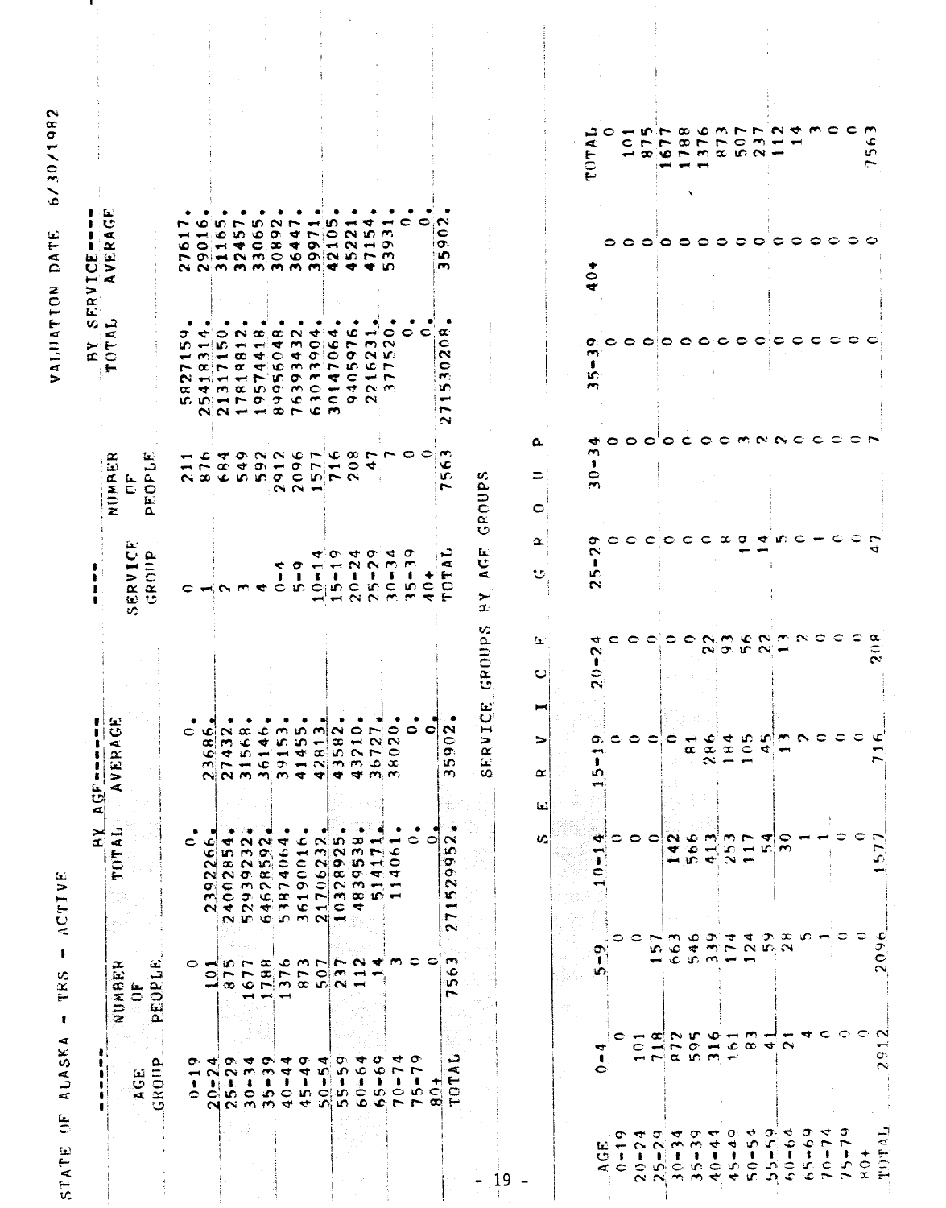STATE OF ALASKA - TRS - ACTIVE

VALUATION DATE 6/30/1982

| AGE GROUP | NUMBER OF PEOPLE | BY AGE TOTAL | BY AGE AVERAGE | SERVICE GROUP | NUMBER OF PEOPLE | BY SERVICE TOTAL | BY SERVICE AVERAGE |
|---|---|---|---|---|---|---|---|
| 0-19 | 0 | 0. | 0. | 0 | 211 | 5827159. | 27617. |
| 20-24 | 101 | 2392266. | 23686. | 1 | 876 | 25418314. | 29016. |
| 25-29 | 875 | 24002854. | 27432. | 2 | 684 | 21317150. | 31165. |
| 30-34 | 1677 | 52939232. | 31568. | 3 | 549 | 17818812. | 32457. |
| 35-39 | 1788 | 64628592. | 36146. | 4 | 592 | 19574418. | 33065. |
| 40-44 | 1376 | 53874064. | 39153. | 0-4 | 2912 | 89956048. | 30892. |
| 45-49 | 873 | 36190016. | 41455. | 5-9 | 2096 | 76393432. | 36447. |
| 50-54 | 507 | 21706232. | 42813. | 10-14 | 1577 | 63033904. | 39971. |
| 55-59 | 237 | 10328925. | 43582. | 15-19 | 716 | 30147064. | 42105. |
| 60-64 | 112 | 4839538. | 43210. | 20-24 | 208 | 9405976. | 45221. |
| 65-69 | 14 | 514171. | 36727. | 25-29 | 47 | 2216231. | 47154. |
| 70-74 | 3 | 114061. | 38020. | 30-34 | 7 | 377520. | 53931. |
| 75-79 | 0 | 0. | 0. | 35-39 | 0 | 0. | 0. |
| 80+ | 0 | 0. | 0. | 40+ | 0 | 0. | 0. |
| TOTAL | 7563 | 271529952. | 35902. | TOTAL | 7563 | 271530208. | 35902. |

SERVICE GROUPS BY AGE GROUPS

| AGE | 0-4 | 5-9 | 10-14 | 15-19 | 20-24 | 25-29 | 30-34 | 35-39 | 40+ | TOTAL |
|---|---|---|---|---|---|---|---|---|---|---|
| 0-19 | 0 | 0 | 0 | 0 | 0 | 0 | 0 | 0 | 0 | 0 |
| 20-24 | 101 | 0 | 0 | 0 | 0 | 0 | 0 | 0 | 0 | 101 |
| 25-29 | 718 | 157 | 0 | 0 | 0 | 0 | 0 | 0 | 0 | 875 |
| 30-34 | 872 | 663 | 142 | 0 | 0 | 0 | 0 | 0 | 0 | 1677 |
| 35-39 | 595 | 546 | 566 | 81 | 0 | 0 | 0 | 0 | 0 | 1788 |
| 40-44 | 316 | 339 | 413 | 286 | 22 | 0 | 0 | 0 | 0 | 1376 |
| 45-49 | 161 | 174 | 253 | 184 | 93 | 8 | 0 | 0 | 0 | 873 |
| 50-54 | 83 | 124 | 117 | 105 | 56 | 19 | 3 | 0 | 0 | 507 |
| 55-59 | 41 | 59 | 54 | 45 | 22 | 14 | 2 | 0 | 0 | 237 |
| 60-64 | 21 | 28 | 30 | 13 | 13 | 5 | 2 | 0 | 0 | 112 |
| 65-69 | 4 | 5 | 1 | 2 | 2 | 0 | 0 | 0 | 0 | 14 |
| 70-74 | 0 | 1 | 1 | 0 | 0 | 1 | 0 | 0 | 0 | 3 |
| 75-79 | 0 | 0 | 0 | 0 | 0 | 0 | 0 | 0 | 0 | 0 |
| 80+ | 0 | 0 | 0 | 0 | 0 | 0 | 0 | 0 | 0 | 0 |
| TOTAL | 2912 | 2096 | 1577 | 716 | 208 | 47 | 7 | 0 | 0 | 7563 |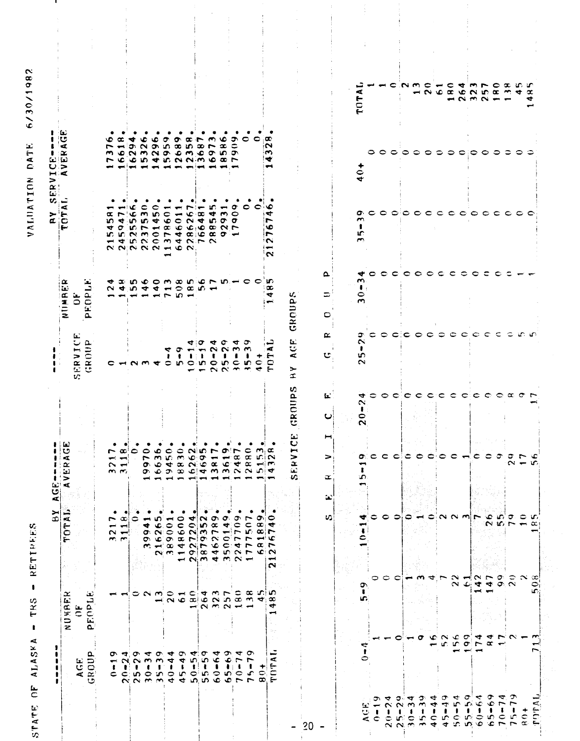STATE OF ALASKA - TRS - RETIREES

VALUATION DATE 6/30/1982

| AGE GROUP | NUMBER OF PEOPLE | BY AGE TOTAL | BY AGE AVERAGE | SERVICE GROUP | NUMBER OF PEOPLE | BY SERVICE TOTAL | BY SERVICE AVERAGE |
|---|---|---|---|---|---|---|---|
| 0-19 | 1 | 3217. | 3217. | 0 | 124 | 2154581. | 17376. |
| 20-24 | 1 | 3118. | 3118. | 1 | 148 | 2459471. | 16618. |
| 25-29 | 0 | 0. | 0. | 2 | 155 | 2525566. | 16294. |
| 30-34 | 2 | 39941. | 19970. | 3 | 146 | 2237530. | 15326. |
| 35-39 | 13 | 216265. | 16636. | 4 | 140 | 2001450. | 14296. |
| 40-44 | 20 | 389001. | 19450. | 0-4 | 713 | 11378601. | 15959. |
| 45-49 | 61 | 1148600. | 18830. | 5-9 | 508 | 6446011. | 12689. |
| 50-54 | 180 | 2927204. | 16262. | 10-14 | 185 | 2286267. | 12358. |
| 55-59 | 264 | 3879352. | 14695. | 15-19 | 56 | 766481. | 13687. |
| 60-64 | 323 | 4462789. | 13817. | 20-24 | 17 | 288545. | 16973. |
| 65-69 | 257 | 3500149. | 13619. | 25-29 | 5 | 92931. | 18586. |
| 70-74 | 180 | 2247709. | 12487. | 30-34 | 1 | 17909. | 17909. |
| 75-79 | 138 | 1777507. | 12880. | 35-39 | 0 | 0. | 0. |
| 80+ | 45 | 681889. | 15153. | 40+ | 0 | 0. | 0. |
| TOTAL | 1485 | 21276740. | 14328. | TOTAL | 1485 | 21276746. | 14328. |

SERVICE GROUPS BY AGE GROUPS

| AGE | 0-4 | 5-9 | 10-14 | 15-19 | 20-24 | 25-29 | 30-34 | 35-39 | 40+ | TOTAL |
|---|---|---|---|---|---|---|---|---|---|---|
| 0-19 | 1 | 0 | 0 | 0 | 0 | 0 | 0 | 0 | 0 | 1 |
| 20-24 | 1 | 0 | 0 | 0 | 0 | 0 | 0 | 0 | 0 | 1 |
| 25-29 | 0 | 0 | 0 | 0 | 0 | 0 | 0 | 0 | 0 | 0 |
| 30-34 | 1 | 1 | 0 | 0 | 0 | 0 | 0 | 0 | 0 | 2 |
| 35-39 | 9 | 3 | 1 | 0 | 0 | 0 | 0 | 0 | 0 | 13 |
| 40-44 | 16 | 4 | 0 | 0 | 0 | 0 | 0 | 0 | 0 | 20 |
| 45-49 | 52 | 7 | 2 | 0 | 0 | 0 | 0 | 0 | 0 | 61 |
| 50-54 | 156 | 22 | 2 | 0 | 0 | 0 | 0 | 0 | 0 | 180 |
| 55-59 | 199 | 61 | 3 | 1 | 0 | 0 | 0 | 0 | 0 | 264 |
| 60-64 | 174 | 142 | 7 | 0 | 0 | 0 | 0 | 0 | 0 | 323 |
| 65-69 | 84 | 147 | 26 | 0 | 0 | 0 | 0 | 0 | 0 | 257 |
| 70-74 | 17 | 99 | 55 | 9 | 0 | 0 | 0 | 0 | 0 | 180 |
| 75-79 | 2 | 20 | 79 | 29 | 8 | 0 | 0 | 0 | 0 | 138 |
| 80+ | 1 | 2 | 10 | 17 | 9 | 5 | 1 | 0 | 0 | 45 |
| TOTAL | 713 | 508 | 185 | 56 | 17 | 5 | 1 | 0 | 0 | 1485 |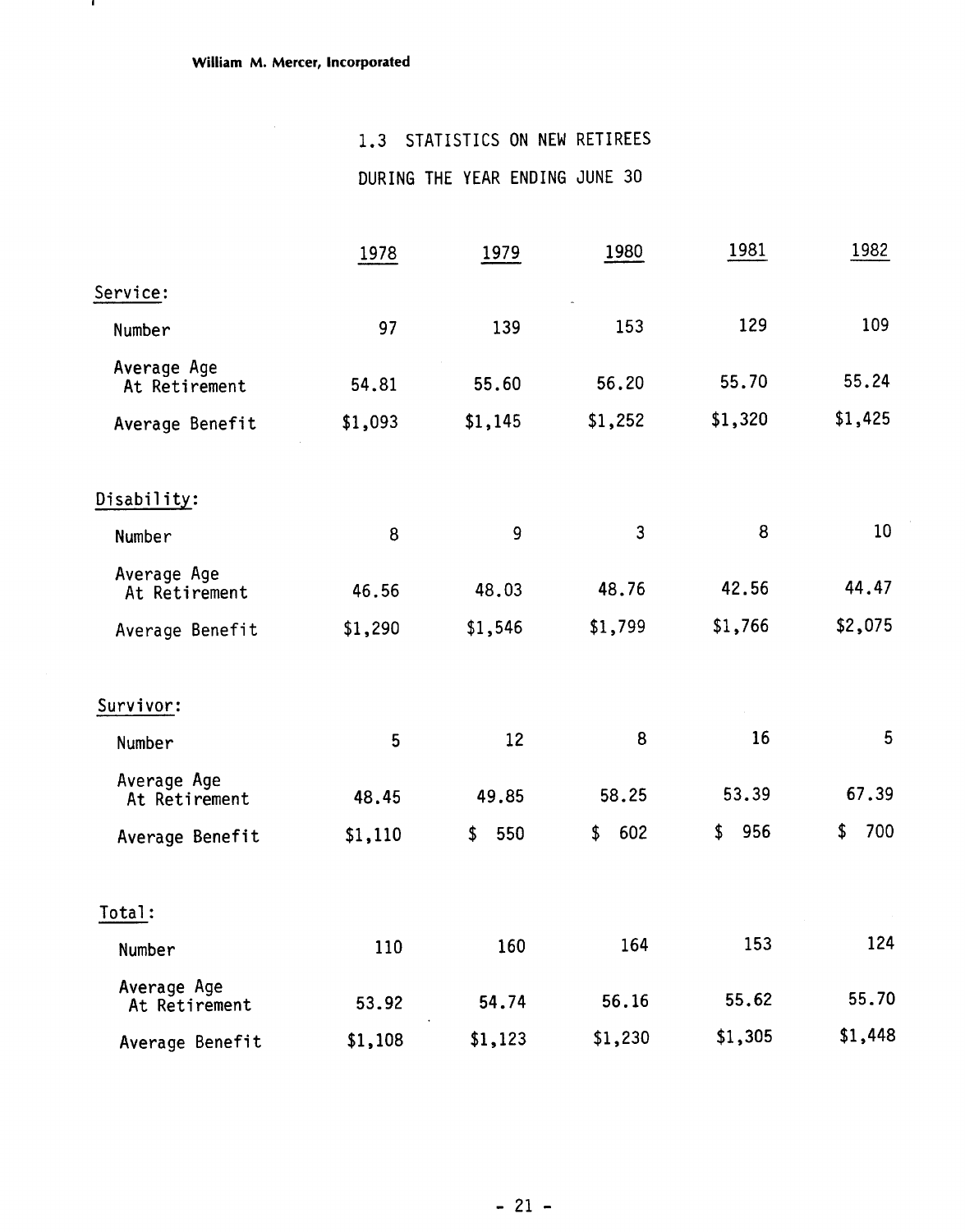William M. Mercer, Incorporated

## 1.3 STATISTICS ON NEW RETIREES

## DURING THE YEAR ENDING JUNE 30

| | 1978 | 1979 | 1980 | 1981 | 1982 |
|---|---|---|---|---|---|
| **Service:** | | | | | |
| Number | 97 | 139 | 153 | 129 | 109 |
| Average Age At Retirement | 54.81 | 55.60 | 56.20 | 55.70 | 55.24 |
| Average Benefit | $1,093 | $1,145 | $1,252 | $1,320 | $1,425 |
| **Disability:** | | | | | |
| Number | 8 | 9 | 3 | 8 | 10 |
| Average Age At Retirement | 46.56 | 48.03 | 48.76 | 42.56 | 44.47 |
| Average Benefit | $1,290 | $1,546 | $1,799 | $1,766 | $2,075 |
| **Survivor:** | | | | | |
| Number | 5 | 12 | 8 | 16 | 5 |
| Average Age At Retirement | 48.45 | 49.85 | 58.25 | 53.39 | 67.39 |
| Average Benefit | $1,110 | $ 550 | $ 602 | $ 956 | $ 700 |
| **Total:** | | | | | |
| Number | 110 | 160 | 164 | 153 | 124 |
| Average Age At Retirement | 53.92 | 54.74 | 56.16 | 55.62 | 55.70 |
| Average Benefit | $1,108 | $1,123 | $1,230 | $1,305 | $1,448 |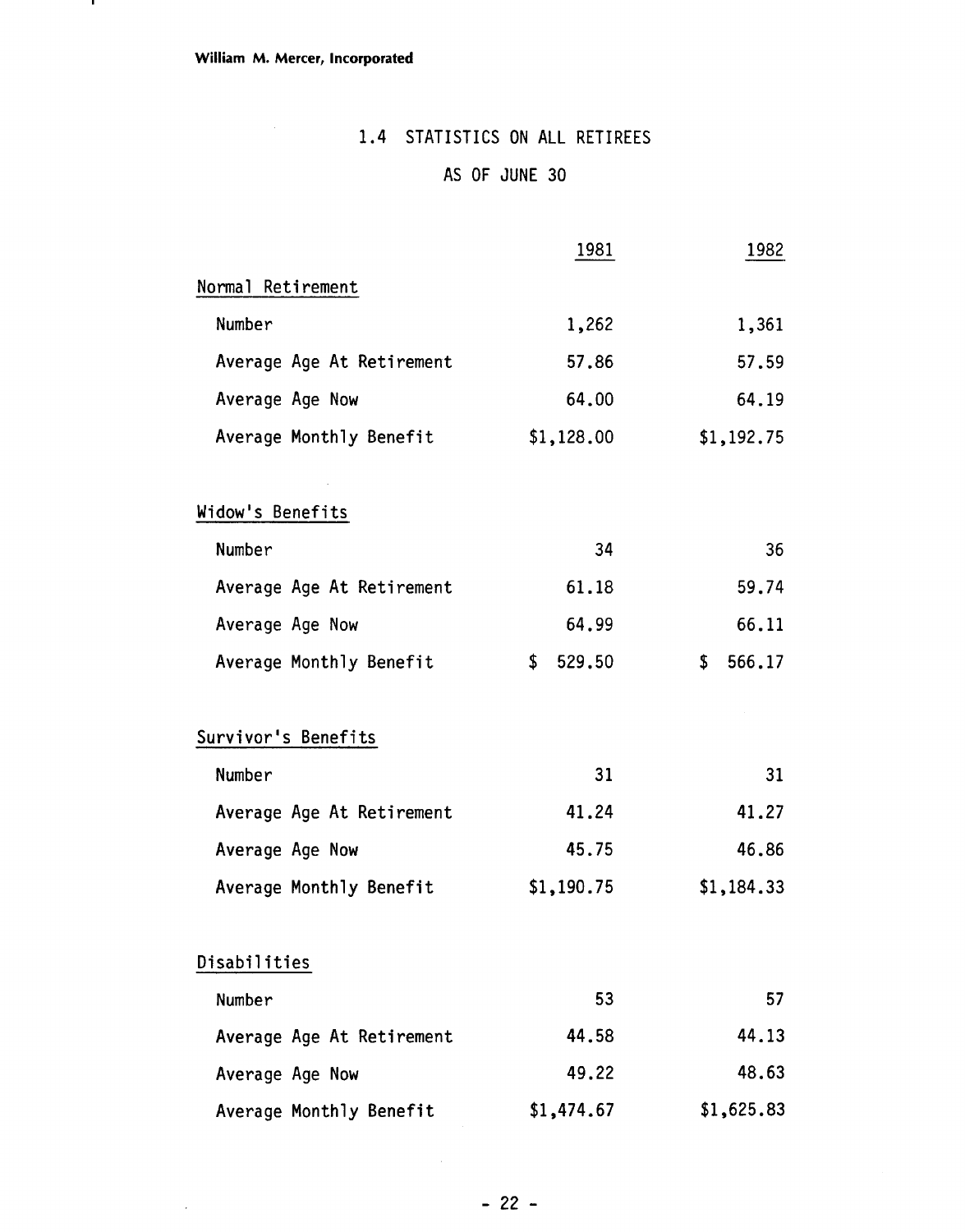## 1.4 STATISTICS ON ALL RETIREES

### AS OF JUNE 30

| | 1981 | 1982 |
|---|---|---|
| **Normal Retirement** | | |
| Number | 1,262 | 1,361 |
| Average Age At Retirement | 57.86 | 57.59 |
| Average Age Now | 64.00 | 64.19 |
| Average Monthly Benefit | $1,128.00 | $1,192.75 |
| **Widow's Benefits** | | |
| Number | 34 | 36 |
| Average Age At Retirement | 61.18 | 59.74 |
| Average Age Now | 64.99 | 66.11 |
| Average Monthly Benefit | $ 529.50 | $ 566.17 |
| **Survivor's Benefits** | | |
| Number | 31 | 31 |
| Average Age At Retirement | 41.24 | 41.27 |
| Average Age Now | 45.75 | 46.86 |
| Average Monthly Benefit | $1,190.75 | $1,184.33 |
| **Disabilities** | | |
| Number | 53 | 57 |
| Average Age At Retirement | 44.58 | 44.13 |
| Average Age Now | 49.22 | 48.63 |
| Average Monthly Benefit | $1,474.67 | $1,625.83 |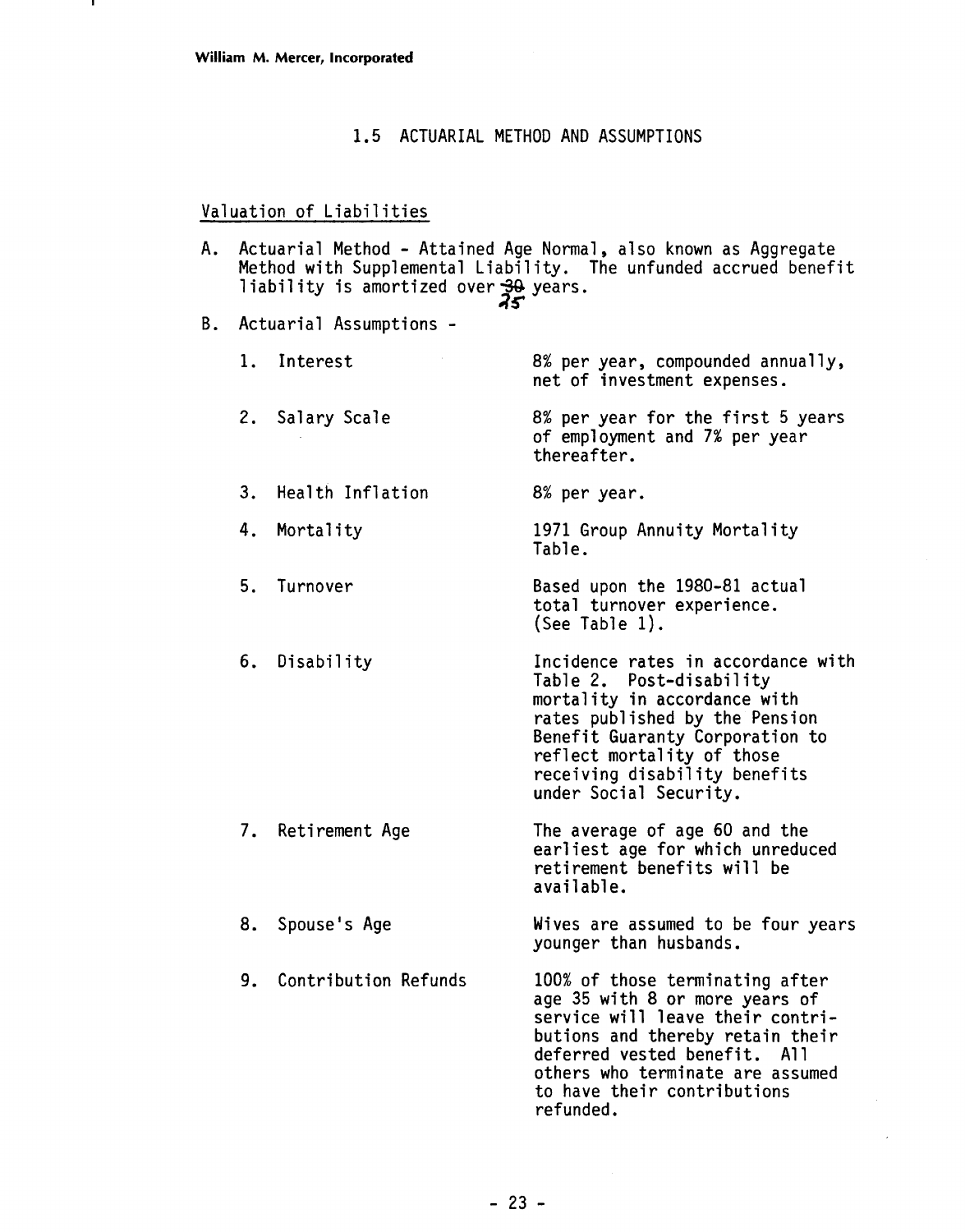William M. Mercer, Incorporated

## 1.5 ACTUARIAL METHOD AND ASSUMPTIONS

### Valuation of Liabilities

A. Actuarial Method - Attained Age Normal, also known as Aggregate Method with Supplemental Liability. The unfunded accrued benefit liability is amortized over ~~30~~ 25 years.

B. Actuarial Assumptions -

| | | |
|---|---|---|
| 1. | Interest | 8% per year, compounded annually, net of investment expenses. |
| 2. | Salary Scale | 8% per year for the first 5 years of employment and 7% per year thereafter. |
| 3. | Health Inflation | 8% per year. |
| 4. | Mortality | 1971 Group Annuity Mortality Table. |
| 5. | Turnover | Based upon the 1980-81 actual total turnover experience. (See Table 1). |
| 6. | Disability | Incidence rates in accordance with Table 2. Post-disability mortality in accordance with rates published by the Pension Benefit Guaranty Corporation to reflect mortality of those receiving disability benefits under Social Security. |
| 7. | Retirement Age | The average of age 60 and the earliest age for which unreduced retirement benefits will be available. |
| 8. | Spouse's Age | Wives are assumed to be four years younger than husbands. |
| 9. | Contribution Refunds | 100% of those terminating after age 35 with 8 or more years of service will leave their contributions and thereby retain their deferred vested benefit. All others who terminate are assumed to have their contributions refunded. |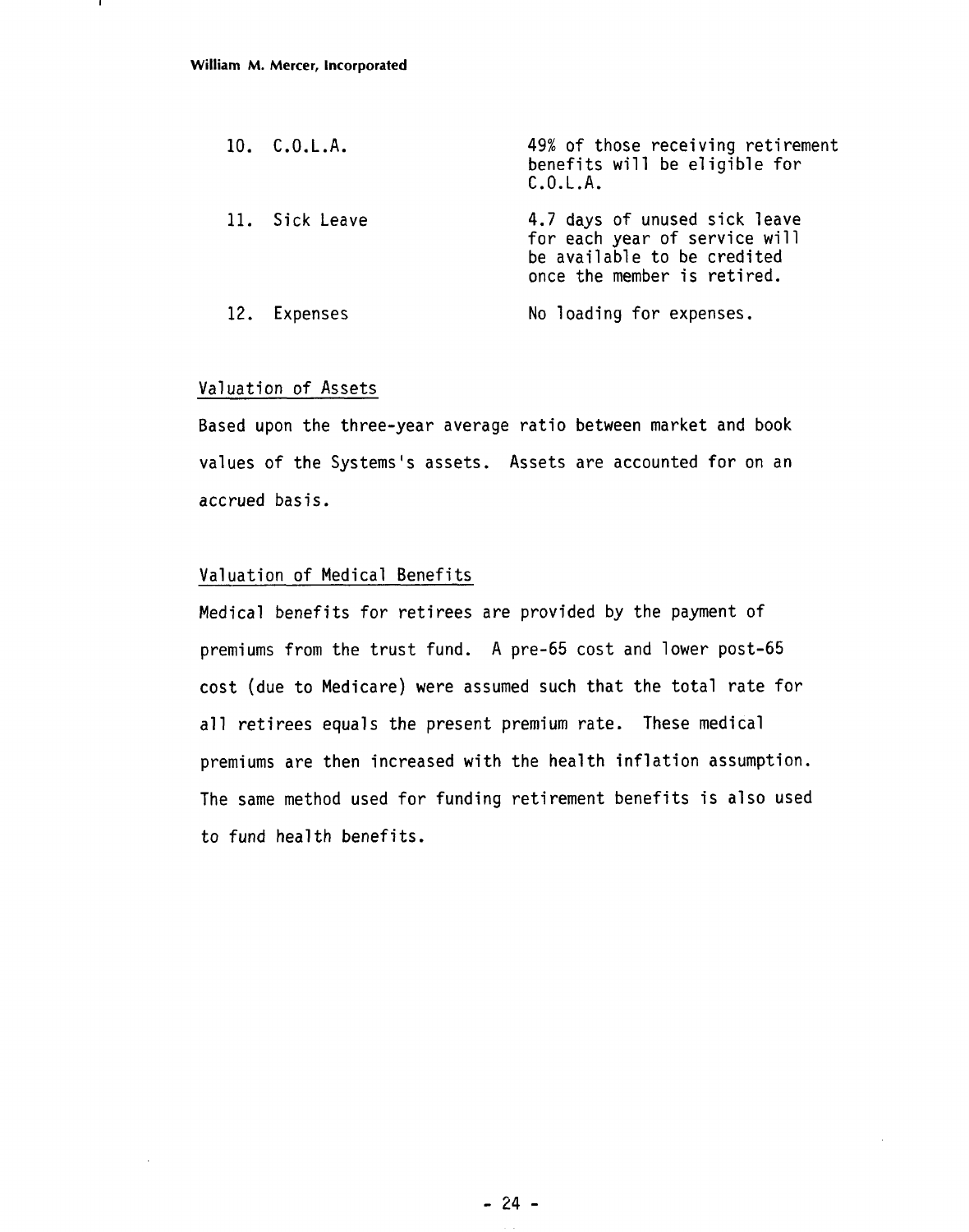10. C.O.L.A. — 49% of those receiving retirement benefits will be eligible for C.O.L.A.

11. Sick Leave — 4.7 days of unused sick leave for each year of service will be available to be credited once the member is retired.

12. Expenses — No loading for expenses.

Valuation of Assets

Based upon the three-year average ratio between market and book values of the Systems's assets. Assets are accounted for on an accrued basis.

Valuation of Medical Benefits

Medical benefits for retirees are provided by the payment of premiums from the trust fund. A pre-65 cost and lower post-65 cost (due to Medicare) were assumed such that the total rate for all retirees equals the present premium rate. These medical premiums are then increased with the health inflation assumption. The same method used for funding retirement benefits is also used to fund health benefits.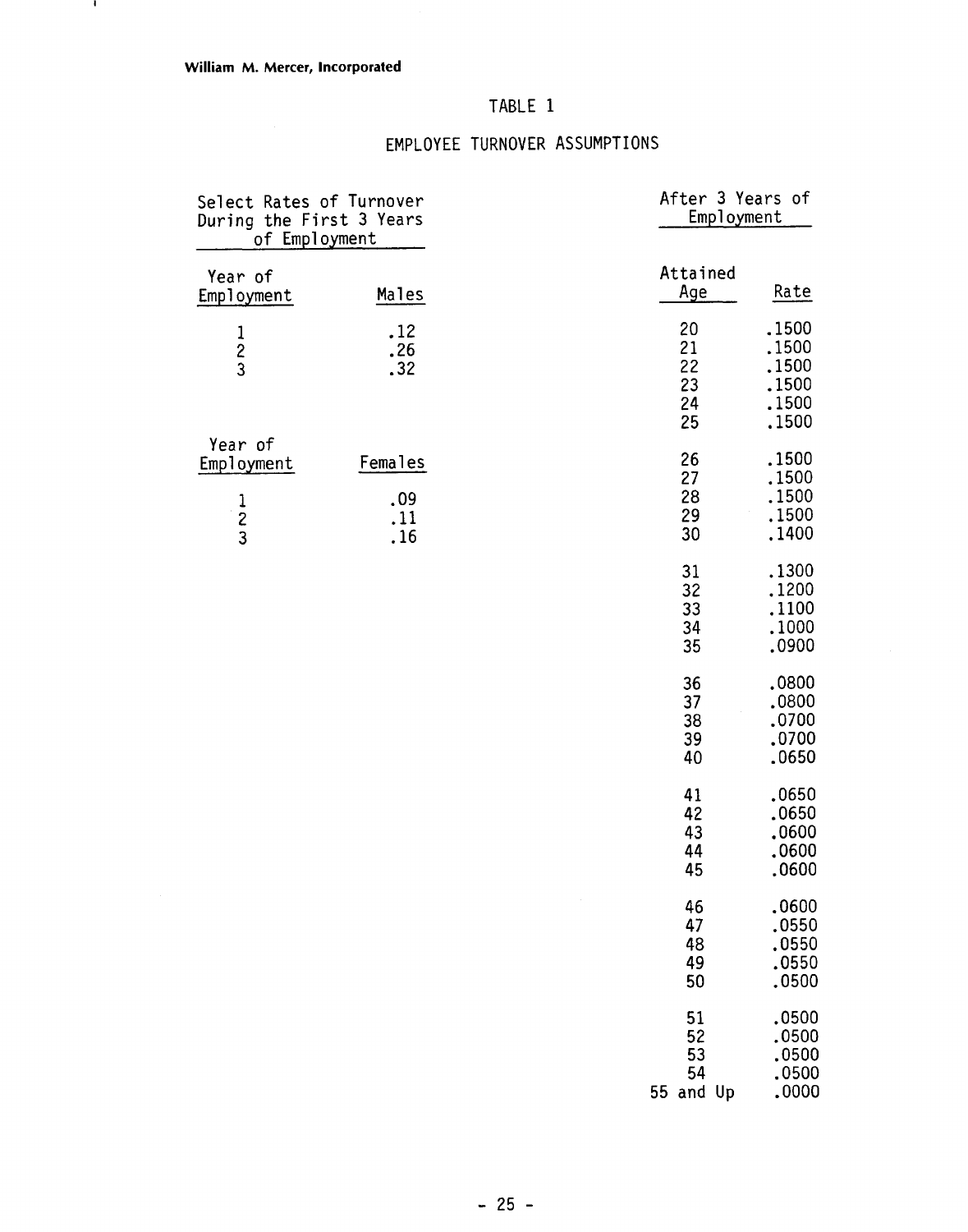William M. Mercer, Incorporated

# TABLE 1

## EMPLOYEE TURNOVER ASSUMPTIONS

**Select Rates of Turnover During the First 3 Years of Employment**

| Year of Employment | Males |
|---|---|
| 1 | .12 |
| 2 | .26 |
| 3 | .32 |

| Year of Employment | Females |
|---|---|
| 1 | .09 |
| 2 | .11 |
| 3 | .16 |

**After 3 Years of Employment**

| Attained Age | Rate |
|---|---|
| 20 | .1500 |
| 21 | .1500 |
| 22 | .1500 |
| 23 | .1500 |
| 24 | .1500 |
| 25 | .1500 |
| 26 | .1500 |
| 27 | .1500 |
| 28 | .1500 |
| 29 | .1500 |
| 30 | .1400 |
| 31 | .1300 |
| 32 | .1200 |
| 33 | .1100 |
| 34 | .1000 |
| 35 | .0900 |
| 36 | .0800 |
| 37 | .0800 |
| 38 | .0700 |
| 39 | .0700 |
| 40 | .0650 |
| 41 | .0650 |
| 42 | .0650 |
| 43 | .0600 |
| 44 | .0600 |
| 45 | .0600 |
| 46 | .0600 |
| 47 | .0550 |
| 48 | .0550 |
| 49 | .0550 |
| 50 | .0500 |
| 51 | .0500 |
| 52 | .0500 |
| 53 | .0500 |
| 54 | .0500 |
| 55 and Up | .0000 |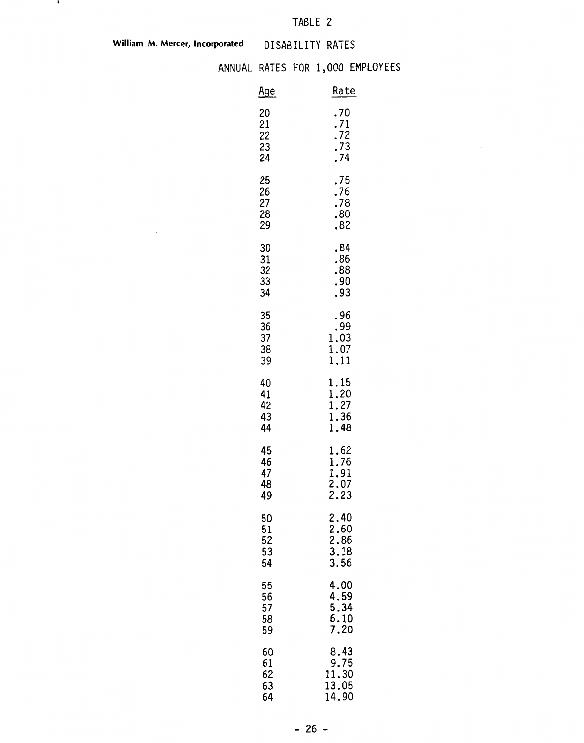# TABLE 2

**William M. Mercer, Incorporated**

## DISABILITY RATES

### ANNUAL RATES FOR 1,000 EMPLOYEES

| Age | Rate |
|---|---|
| 20 | .70 |
| 21 | .71 |
| 22 | .72 |
| 23 | .73 |
| 24 | .74 |
| 25 | .75 |
| 26 | .76 |
| 27 | .78 |
| 28 | .80 |
| 29 | .82 |
| 30 | .84 |
| 31 | .86 |
| 32 | .88 |
| 33 | .90 |
| 34 | .93 |
| 35 | .96 |
| 36 | .99 |
| 37 | 1.03 |
| 38 | 1.07 |
| 39 | 1.11 |
| 40 | 1.15 |
| 41 | 1.20 |
| 42 | 1.27 |
| 43 | 1.36 |
| 44 | 1.48 |
| 45 | 1.62 |
| 46 | 1.76 |
| 47 | 1.91 |
| 48 | 2.07 |
| 49 | 2.23 |
| 50 | 2.40 |
| 51 | 2.60 |
| 52 | 2.86 |
| 53 | 3.18 |
| 54 | 3.56 |
| 55 | 4.00 |
| 56 | 4.59 |
| 57 | 5.34 |
| 58 | 6.10 |
| 59 | 7.20 |
| 60 | 8.43 |
| 61 | 9.75 |
| 62 | 11.30 |
| 63 | 13.05 |
| 64 | 14.90 |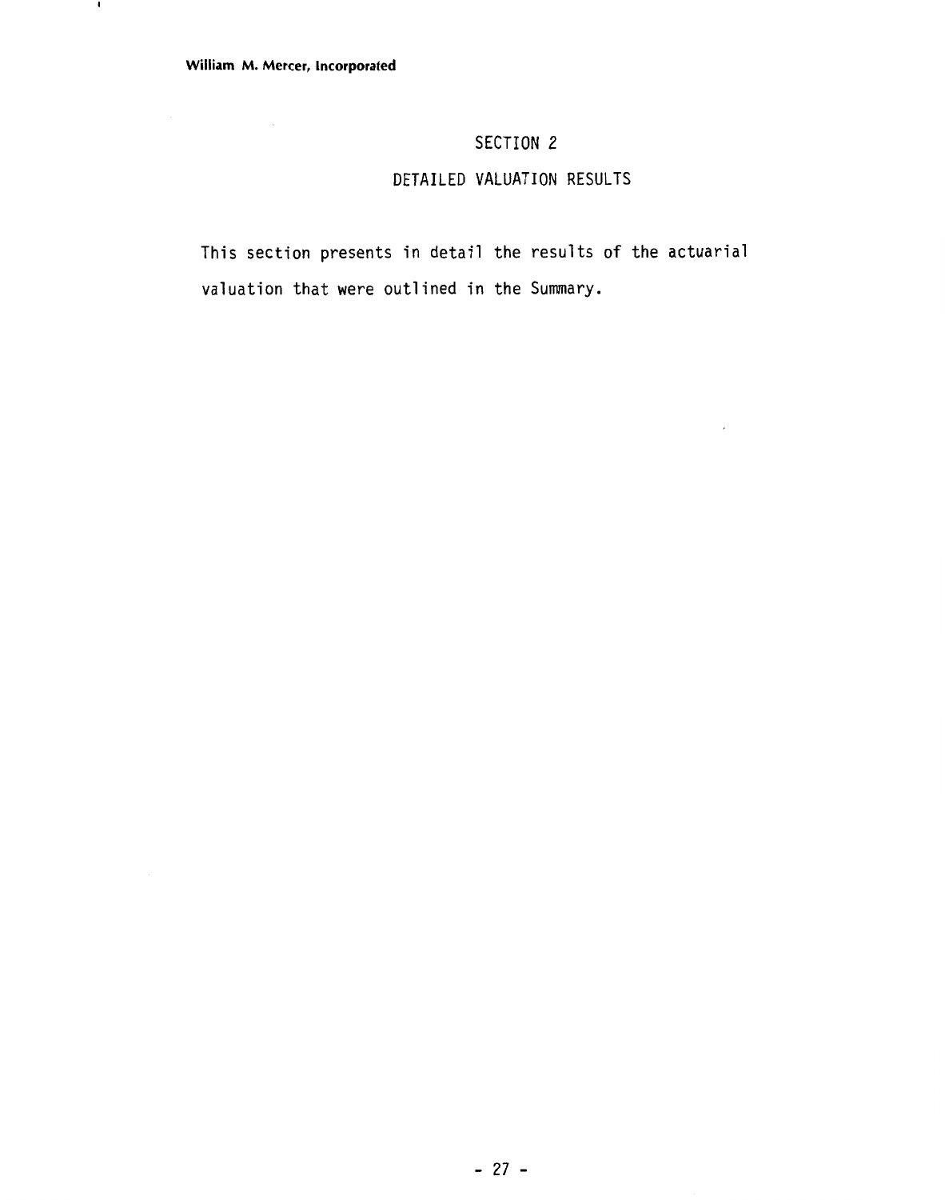# SECTION 2

## DETAILED VALUATION RESULTS

This section presents in detail the results of the actuarial valuation that were outlined in the Summary.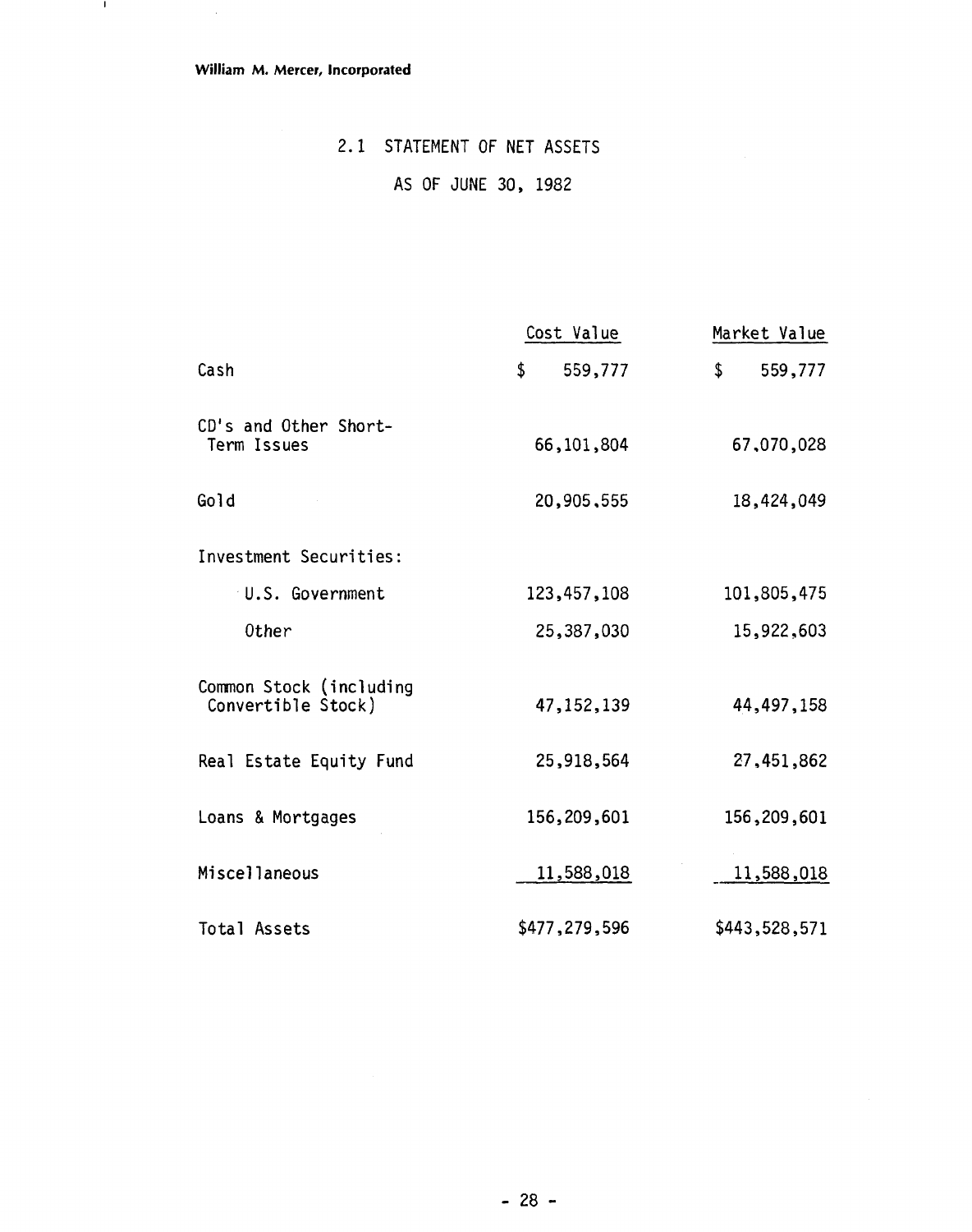William M. Mercer, Incorporated

## 2.1 STATEMENT OF NET ASSETS

## AS OF JUNE 30, 1982

| | Cost Value | Market Value |
|---|---|---|
| Cash | $ 559,777 | $ 559,777 |
| CD's and Other Short-Term Issues | 66,101,804 | 67,070,028 |
| Gold | 20,905,555 | 18,424,049 |
| Investment Securities: | | |
| U.S. Government | 123,457,108 | 101,805,475 |
| Other | 25,387,030 | 15,922,603 |
| Common Stock (including Convertible Stock) | 47,152,139 | 44,497,158 |
| Real Estate Equity Fund | 25,918,564 | 27,451,862 |
| Loans & Mortgages | 156,209,601 | 156,209,601 |
| Miscellaneous | 11,588,018 | 11,588,018 |
| Total Assets | $477,279,596 | $443,528,571 |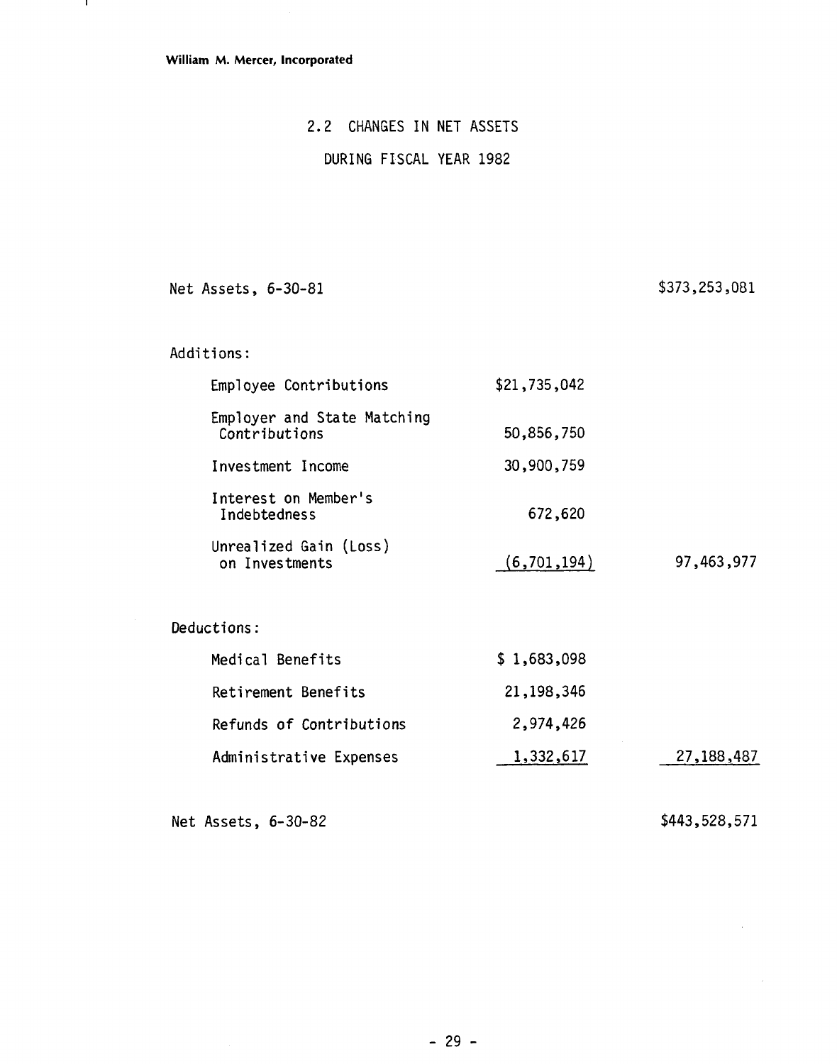## 2.2 CHANGES IN NET ASSETS

## DURING FISCAL YEAR 1982

| | | |
|---|---|---|
| Net Assets, 6-30-81 | | $373,253,081 |
| **Additions:** | | |
| Employee Contributions | $21,735,042 | |
| Employer and State Matching Contributions | 50,856,750 | |
| Investment Income | 30,900,759 | |
| Interest on Member's Indebtedness | 672,620 | |
| Unrealized Gain (Loss) on Investments | (6,701,194) | 97,463,977 |
| **Deductions:** | | |
| Medical Benefits | $ 1,683,098 | |
| Retirement Benefits | 21,198,346 | |
| Refunds of Contributions | 2,974,426 | |
| Administrative Expenses | 1,332,617 | 27,188,487 |
| Net Assets, 6-30-82 | | $443,528,571 |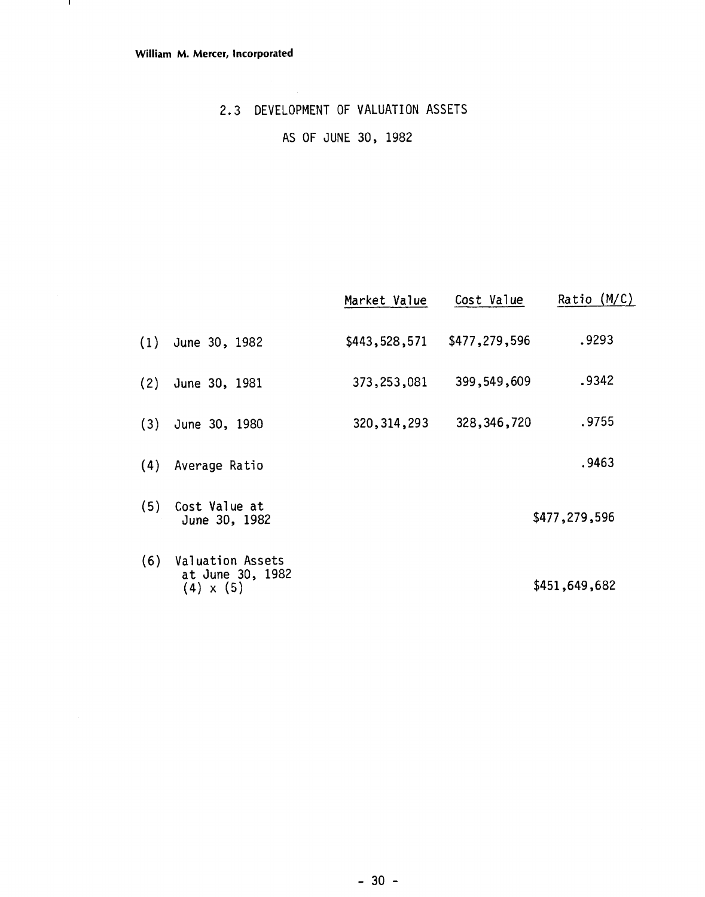William M. Mercer, Incorporated

## 2.3 DEVELOPMENT OF VALUATION ASSETS

### AS OF JUNE 30, 1982

| | | Market Value | Cost Value | Ratio (M/C) |
|---|---|---|---|---|
| (1) | June 30, 1982 | $443,528,571 | $477,279,596 | .9293 |
| (2) | June 30, 1981 | 373,253,081 | 399,549,609 | .9342 |
| (3) | June 30, 1980 | 320,314,293 | 328,346,720 | .9755 |
| (4) | Average Ratio | | | .9463 |
| (5) | Cost Value at June 30, 1982 | | | $477,279,596 |
| (6) | Valuation Assets at June 30, 1982 (4) x (5) | | | $451,649,682 |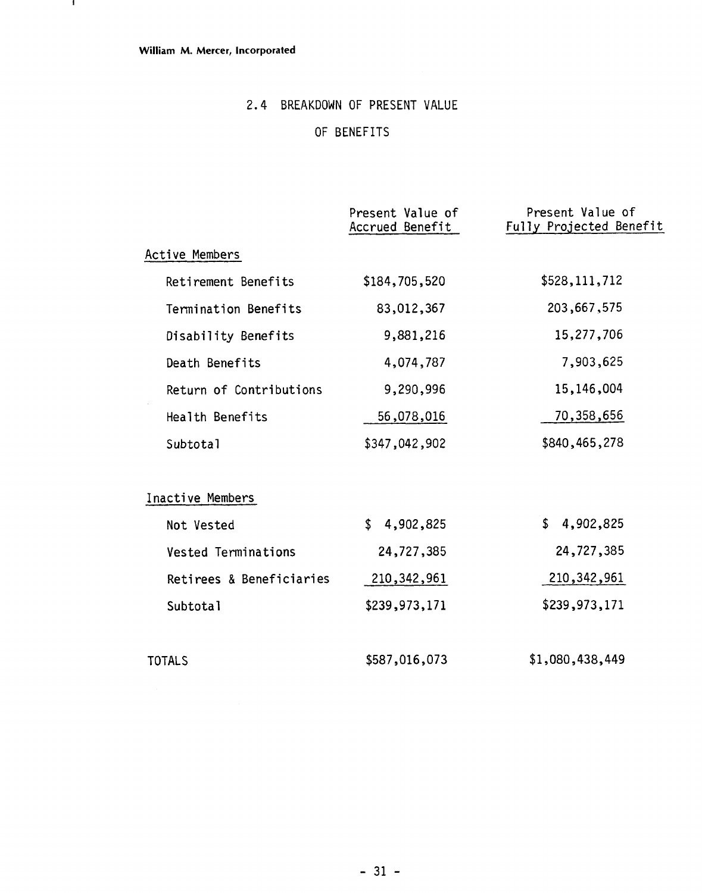William M. Mercer, Incorporated

## 2.4 BREAKDOWN OF PRESENT VALUE OF BENEFITS

| | Present Value of Accrued Benefit | Present Value of Fully Projected Benefit |
|---|---|---|
| **Active Members** | | |
| Retirement Benefits | $184,705,520 | $528,111,712 |
| Termination Benefits | 83,012,367 | 203,667,575 |
| Disability Benefits | 9,881,216 | 15,277,706 |
| Death Benefits | 4,074,787 | 7,903,625 |
| Return of Contributions | 9,290,996 | 15,146,004 |
| Health Benefits | 56,078,016 | 70,358,656 |
| Subtotal | $347,042,902 | $840,465,278 |
| **Inactive Members** | | |
| Not Vested | $ 4,902,825 | $ 4,902,825 |
| Vested Terminations | 24,727,385 | 24,727,385 |
| Retirees & Beneficiaries | 210,342,961 | 210,342,961 |
| Subtotal | $239,973,171 | $239,973,171 |
| TOTALS | $587,016,073 | $1,080,438,449 |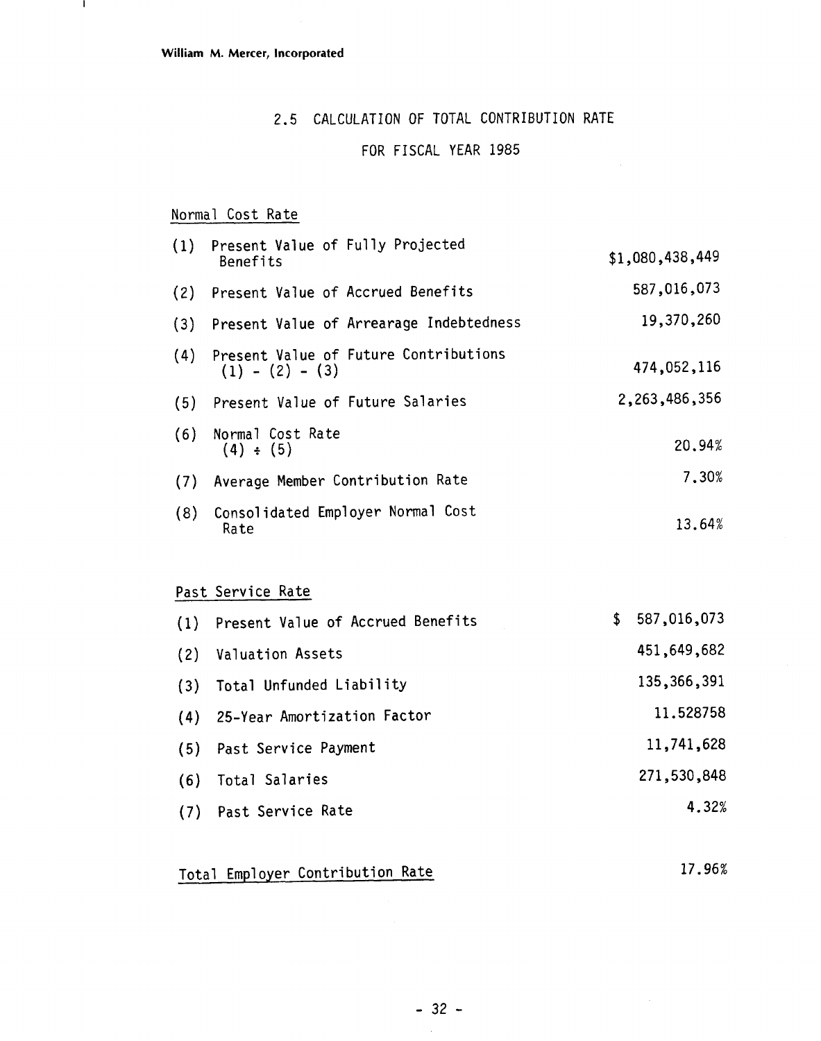## 2.5 CALCULATION OF TOTAL CONTRIBUTION RATE

## FOR FISCAL YEAR 1985

### Normal Cost Rate

| | | |
|---|---|---|
| (1) | Present Value of Fully Projected Benefits | $1,080,438,449 |
| (2) | Present Value of Accrued Benefits | 587,016,073 |
| (3) | Present Value of Arrearage Indebtedness | 19,370,260 |
| (4) | Present Value of Future Contributions (1) - (2) - (3) | 474,052,116 |
| (5) | Present Value of Future Salaries | 2,263,486,356 |
| (6) | Normal Cost Rate (4) ÷ (5) | 20.94% |
| (7) | Average Member Contribution Rate | 7.30% |
| (8) | Consolidated Employer Normal Cost Rate | 13.64% |

### Past Service Rate

| | | |
|---|---|---|
| (1) | Present Value of Accrued Benefits | $ 587,016,073 |
| (2) | Valuation Assets | 451,649,682 |
| (3) | Total Unfunded Liability | 135,366,391 |
| (4) | 25-Year Amortization Factor | 11.528758 |
| (5) | Past Service Payment | 11,741,628 |
| (6) | Total Salaries | 271,530,848 |
| (7) | Past Service Rate | 4.32% |

**Total Employer Contribution Rate** 17.96%